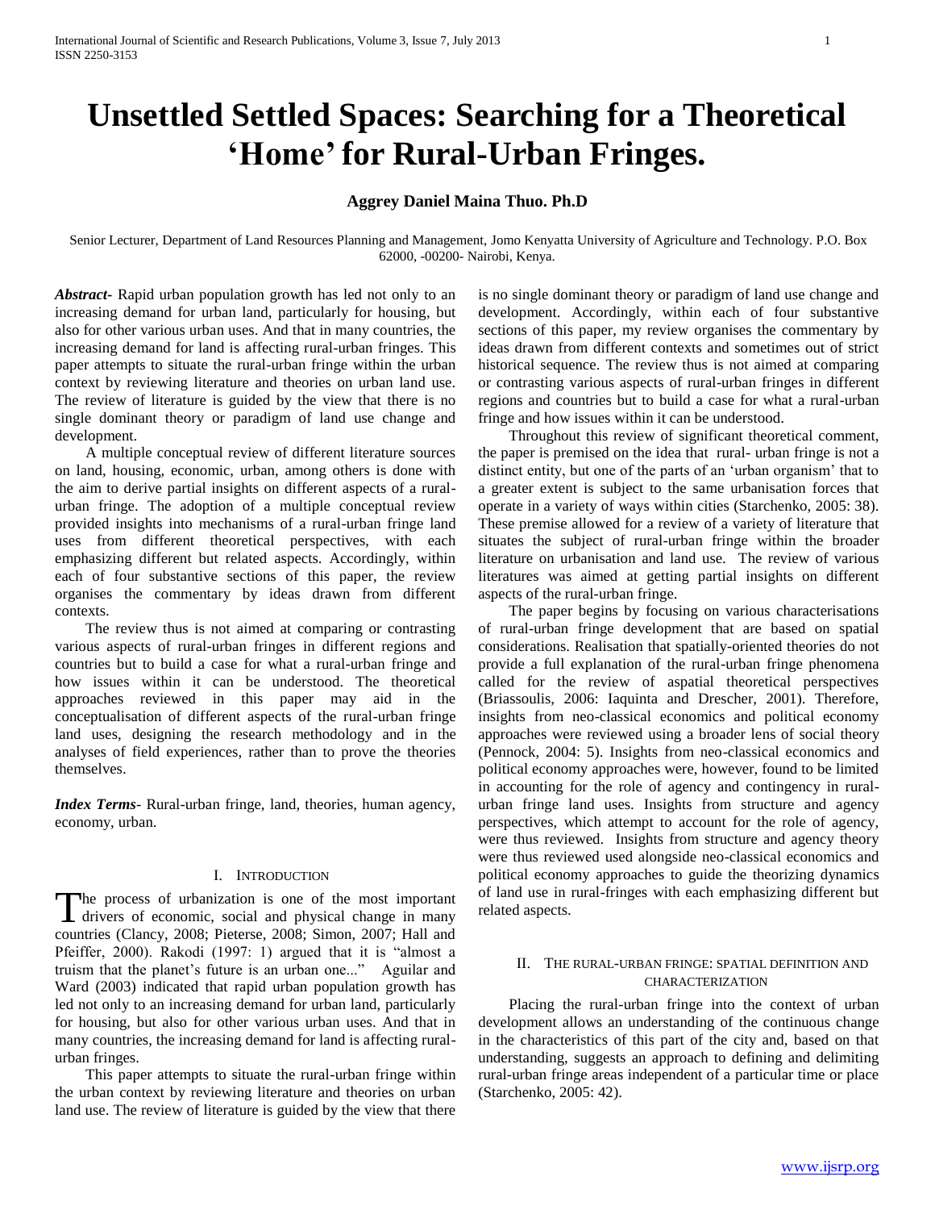# Unsettled Settled Spaces: Searching for a Theoretical 'Home' for Rural-Urban Fringes.

**Aggrey Daniel Maina Thuo. Ph.D**

Senior Lecturer, Department of Land Resources Planning and Management, Jomo Kenyatta University of Agriculture and Technology. P.O. Box 62000, -00200- Nairobi, Kenya.

***Abstract-*** Rapid urban population growth has led not only to an increasing demand for urban land, particularly for housing, but also for other various urban uses. And that in many countries, the increasing demand for land is affecting rural-urban fringes. This paper attempts to situate the rural-urban fringe within the urban context by reviewing literature and theories on urban land use. The review of literature is guided by the view that there is no single dominant theory or paradigm of land use change and development.

A multiple conceptual review of different literature sources on land, housing, economic, urban, among others is done with the aim to derive partial insights on different aspects of a rural-urban fringe. The adoption of a multiple conceptual review provided insights into mechanisms of a rural-urban fringe land uses from different theoretical perspectives, with each emphasizing different but related aspects. Accordingly, within each of four substantive sections of this paper, the review organises the commentary by ideas drawn from different contexts.

The review thus is not aimed at comparing or contrasting various aspects of rural-urban fringes in different regions and countries but to build a case for what a rural-urban fringe and how issues within it can be understood. The theoretical approaches reviewed in this paper may aid in the conceptualisation of different aspects of the rural-urban fringe land uses, designing the research methodology and in the analyses of field experiences, rather than to prove the theories themselves.

***Index Terms***- Rural-urban fringe, land, theories, human agency, economy, urban.

## I. Introduction

The process of urbanization is one of the most important drivers of economic, social and physical change in many countries (Clancy, 2008; Pieterse, 2008; Simon, 2007; Hall and Pfeiffer, 2000). Rakodi (1997: 1) argued that it is "almost a truism that the planet's future is an urban one..." Aguilar and Ward (2003) indicated that rapid urban population growth has led not only to an increasing demand for urban land, particularly for housing, but also for other various urban uses. And that in many countries, the increasing demand for land is affecting rural-urban fringes.

This paper attempts to situate the rural-urban fringe within the urban context by reviewing literature and theories on urban land use. The review of literature is guided by the view that there is no single dominant theory or paradigm of land use change and development. Accordingly, within each of four substantive sections of this paper, my review organises the commentary by ideas drawn from different contexts and sometimes out of strict historical sequence. The review thus is not aimed at comparing or contrasting various aspects of rural-urban fringes in different regions and countries but to build a case for what a rural-urban fringe and how issues within it can be understood.

Throughout this review of significant theoretical comment, the paper is premised on the idea that rural- urban fringe is not a distinct entity, but one of the parts of an 'urban organism' that to a greater extent is subject to the same urbanisation forces that operate in a variety of ways within cities (Starchenko, 2005: 38). These premise allowed for a review of a variety of literature that situates the subject of rural-urban fringe within the broader literature on urbanisation and land use. The review of various literatures was aimed at getting partial insights on different aspects of the rural-urban fringe.

The paper begins by focusing on various characterisations of rural-urban fringe development that are based on spatial considerations. Realisation that spatially-oriented theories do not provide a full explanation of the rural-urban fringe phenomena called for the review of aspatial theoretical perspectives (Briassoulis, 2006: Iaquinta and Drescher, 2001). Therefore, insights from neo-classical economics and political economy approaches were reviewed using a broader lens of social theory (Pennock, 2004: 5). Insights from neo-classical economics and political economy approaches were, however, found to be limited in accounting for the role of agency and contingency in rural-urban fringe land uses. Insights from structure and agency perspectives, which attempt to account for the role of agency, were thus reviewed. Insights from structure and agency theory were thus reviewed used alongside neo-classical economics and political economy approaches to guide the theorizing dynamics of land use in rural-fringes with each emphasizing different but related aspects.

## II. The Rural-Urban Fringe: Spatial Definition and Characterization

Placing the rural-urban fringe into the context of urban development allows an understanding of the continuous change in the characteristics of this part of the city and, based on that understanding, suggests an approach to defining and delimiting rural-urban fringe areas independent of a particular time or place (Starchenko, 2005: 42).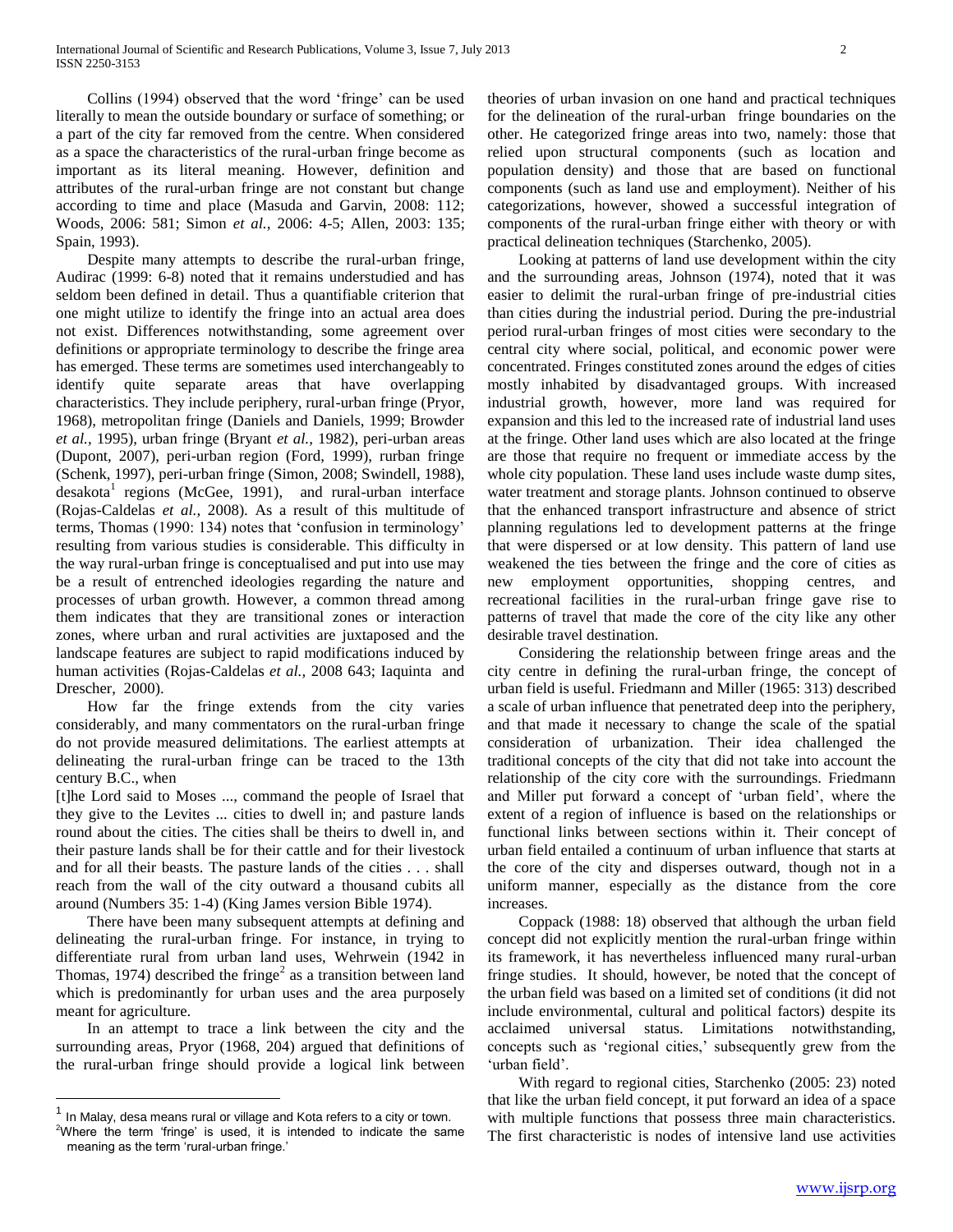Collins (1994) observed that the word 'fringe' can be used literally to mean the outside boundary or surface of something; or a part of the city far removed from the centre. When considered as a space the characteristics of the rural-urban fringe become as important as its literal meaning. However, definition and attributes of the rural-urban fringe are not constant but change according to time and place (Masuda and Garvin, 2008: 112; Woods, 2006: 581; Simon *et al.*, 2006: 4-5; Allen, 2003: 135; Spain, 1993).

Despite many attempts to describe the rural-urban fringe, Audirac (1999: 6-8) noted that it remains understudied and has seldom been defined in detail. Thus a quantifiable criterion that one might utilize to identify the fringe into an actual area does not exist. Differences notwithstanding, some agreement over definitions or appropriate terminology to describe the fringe area has emerged. These terms are sometimes used interchangeably to identify quite separate areas that have overlapping characteristics. They include periphery, rural-urban fringe (Pryor, 1968), metropolitan fringe (Daniels and Daniels, 1999; Browder *et al.*, 1995), urban fringe (Bryant *et al.*, 1982), peri-urban areas (Dupont, 2007), peri-urban region (Ford, 1999), rurban fringe (Schenk, 1997), peri-urban fringe (Simon, 2008; Swindell, 1988), desakota[1] regions (McGee, 1991), and rural-urban interface (Rojas-Caldelas *et al.*, 2008). As a result of this multitude of terms, Thomas (1990: 134) notes that 'confusion in terminology' resulting from various studies is considerable. This difficulty in the way rural-urban fringe is conceptualised and put into use may be a result of entrenched ideologies regarding the nature and processes of urban growth. However, a common thread among them indicates that they are transitional zones or interaction zones, where urban and rural activities are juxtaposed and the landscape features are subject to rapid modifications induced by human activities (Rojas-Caldelas *et al.*, 2008 643; Iaquinta and Drescher, 2000).

How far the fringe extends from the city varies considerably, and many commentators on the rural-urban fringe do not provide measured delimitations. The earliest attempts at delineating the rural-urban fringe can be traced to the 13th century B.C., when

[t]he Lord said to Moses ..., command the people of Israel that they give to the Levites ... cities to dwell in; and pasture lands round about the cities. The cities shall be theirs to dwell in, and their pasture lands shall be for their cattle and for their livestock and for all their beasts. The pasture lands of the cities . . . shall reach from the wall of the city outward a thousand cubits all around (Numbers 35: 1-4) (King James version Bible 1974).

There have been many subsequent attempts at defining and delineating the rural-urban fringe. For instance, in trying to differentiate rural from urban land uses, Wehrwein (1942 in Thomas, 1974) described the fringe[2] as a transition between land which is predominantly for urban uses and the area purposely meant for agriculture.

In an attempt to trace a link between the city and the surrounding areas, Pryor (1968, 204) argued that definitions of the rural-urban fringe should provide a logical link between theories of urban invasion on one hand and practical techniques for the delineation of the rural-urban fringe boundaries on the other. He categorized fringe areas into two, namely: those that relied upon structural components (such as location and population density) and those that are based on functional components (such as land use and employment). Neither of his categorizations, however, showed a successful integration of components of the rural-urban fringe either with theory or with practical delineation techniques (Starchenko, 2005).

Looking at patterns of land use development within the city and the surrounding areas, Johnson (1974), noted that it was easier to delimit the rural-urban fringe of pre-industrial cities than cities during the industrial period. During the pre-industrial period rural-urban fringes of most cities were secondary to the central city where social, political, and economic power were concentrated. Fringes constituted zones around the edges of cities mostly inhabited by disadvantaged groups. With increased industrial growth, however, more land was required for expansion and this led to the increased rate of industrial land uses at the fringe. Other land uses which are also located at the fringe are those that require no frequent or immediate access by the whole city population. These land uses include waste dump sites, water treatment and storage plants. Johnson continued to observe that the enhanced transport infrastructure and absence of strict planning regulations led to development patterns at the fringe that were dispersed or at low density. This pattern of land use weakened the ties between the fringe and the core of cities as new employment opportunities, shopping centres, and recreational facilities in the rural-urban fringe gave rise to patterns of travel that made the core of the city like any other desirable travel destination.

Considering the relationship between fringe areas and the city centre in defining the rural-urban fringe, the concept of urban field is useful. Friedmann and Miller (1965: 313) described a scale of urban influence that penetrated deep into the periphery, and that made it necessary to change the scale of the spatial consideration of urbanization. Their idea challenged the traditional concepts of the city that did not take into account the relationship of the city core with the surroundings. Friedmann and Miller put forward a concept of 'urban field', where the extent of a region of influence is based on the relationships or functional links between sections within it. Their concept of urban field entailed a continuum of urban influence that starts at the core of the city and disperses outward, though not in a uniform manner, especially as the distance from the core increases.

Coppack (1988: 18) observed that although the urban field concept did not explicitly mention the rural-urban fringe within its framework, it has nevertheless influenced many rural-urban fringe studies. It should, however, be noted that the concept of the urban field was based on a limited set of conditions (it did not include environmental, cultural and political factors) despite its acclaimed universal status. Limitations notwithstanding, concepts such as 'regional cities,' subsequently grew from the 'urban field'.

With regard to regional cities, Starchenko (2005: 23) noted that like the urban field concept, it put forward an idea of a space with multiple functions that possess three main characteristics. The first characteristic is nodes of intensive land use activities

---

[1] In Malay, desa means rural or village and Kota refers to a city or town.

[2] Where the term 'fringe' is used, it is intended to indicate the same meaning as the term 'rural-urban fringe.'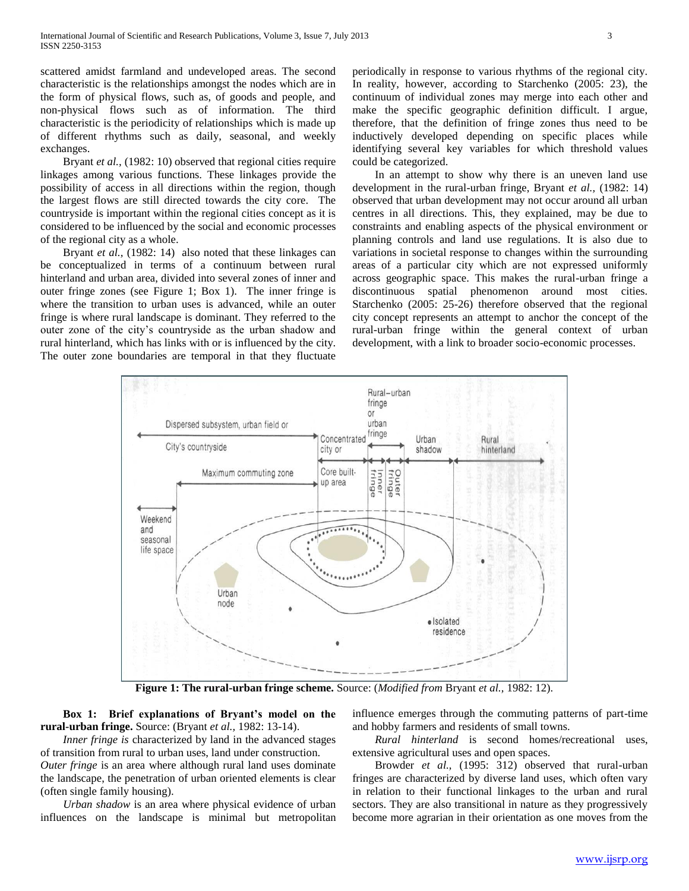scattered amidst farmland and undeveloped areas. The second characteristic is the relationships amongst the nodes which are in the form of physical flows, such as, of goods and people, and non-physical flows such as of information. The third characteristic is the periodicity of relationships which is made up of different rhythms such as daily, seasonal, and weekly exchanges.

Bryant *et al.,* (1982: 10) observed that regional cities require linkages among various functions. These linkages provide the possibility of access in all directions within the region, though the largest flows are still directed towards the city core. The countryside is important within the regional cities concept as it is considered to be influenced by the social and economic processes of the regional city as a whole.

Bryant *et al.,* (1982: 14) also noted that these linkages can be conceptualized in terms of a continuum between rural hinterland and urban area, divided into several zones of inner and outer fringe zones (see Figure 1; Box 1). The inner fringe is where the transition to urban uses is advanced, while an outer fringe is where rural landscape is dominant. They referred to the outer zone of the city's countryside as the urban shadow and rural hinterland, which has links with or is influenced by the city. The outer zone boundaries are temporal in that they fluctuate periodically in response to various rhythms of the regional city. In reality, however, according to Starchenko (2005: 23), the continuum of individual zones may merge into each other and make the specific geographic definition difficult. I argue, therefore, that the definition of fringe zones thus need to be inductively developed depending on specific places while identifying several key variables for which threshold values could be categorized.

In an attempt to show why there is an uneven land use development in the rural-urban fringe, Bryant *et al.,* (1982: 14) observed that urban development may not occur around all urban centres in all directions. This, they explained, may be due to constraints and enabling aspects of the physical environment or planning controls and land use regulations. It is also due to variations in societal response to changes within the surrounding areas of a particular city which are not expressed uniformly across geographic space. This makes the rural-urban fringe a discontinuous spatial phenomenon around most cities. Starchenko (2005: 25-26) therefore observed that the regional city concept represents an attempt to anchor the concept of the rural-urban fringe within the general context of urban development, with a link to broader socio-economic processes.

Dispersed subsystem, urban field or
City's countryside
Concentrated city or
Core built-up area
Rural–urban fringe or urban fringe
Inner fringe
Outer fringe
Urban shadow
Rural hinterland
Maximum commuting zone
Weekend and seasonal life space
Urban node
Isolated residence

**Figure 1: The rural-urban fringe scheme.** Source: (*Modified from* Bryant *et al.,* 1982: 12).

**Box 1: Brief explanations of Bryant's model on the rural-urban fringe.** Source: (Bryant *et al.,* 1982: 13-14).

*Inner fringe is* characterized by land in the advanced stages of transition from rural to urban uses, land under construction.
*Outer fringe* is an area where although rural land uses dominate the landscape, the penetration of urban oriented elements is clear (often single family housing).

*Urban shadow* is an area where physical evidence of urban influences on the landscape is minimal but metropolitan influence emerges through the commuting patterns of part-time and hobby farmers and residents of small towns.

*Rural hinterland* is second homes/recreational uses, extensive agricultural uses and open spaces.

Browder *et al.,* (1995: 312) observed that rural-urban fringes are characterized by diverse land uses, which often vary in relation to their functional linkages to the urban and rural sectors. They are also transitional in nature as they progressively become more agrarian in their orientation as one moves from the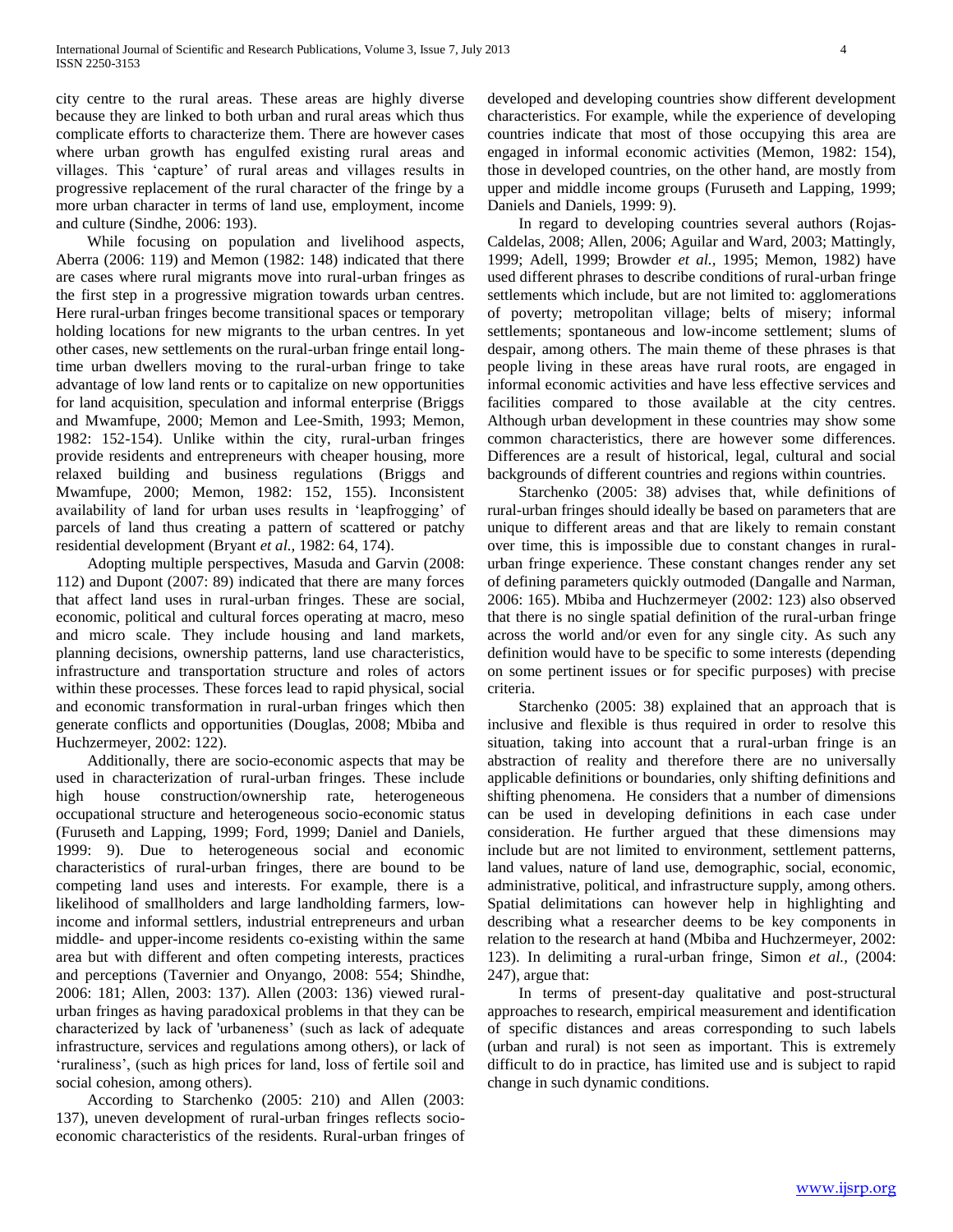city centre to the rural areas. These areas are highly diverse because they are linked to both urban and rural areas which thus complicate efforts to characterize them. There are however cases where urban growth has engulfed existing rural areas and villages. This 'capture' of rural areas and villages results in progressive replacement of the rural character of the fringe by a more urban character in terms of land use, employment, income and culture (Sindhe, 2006: 193).

While focusing on population and livelihood aspects, Aberra (2006: 119) and Memon (1982: 148) indicated that there are cases where rural migrants move into rural-urban fringes as the first step in a progressive migration towards urban centres. Here rural-urban fringes become transitional spaces or temporary holding locations for new migrants to the urban centres. In yet other cases, new settlements on the rural-urban fringe entail long-time urban dwellers moving to the rural-urban fringe to take advantage of low land rents or to capitalize on new opportunities for land acquisition, speculation and informal enterprise (Briggs and Mwamfupe, 2000; Memon and Lee-Smith, 1993; Memon, 1982: 152-154). Unlike within the city, rural-urban fringes provide residents and entrepreneurs with cheaper housing, more relaxed building and business regulations (Briggs and Mwamfupe, 2000; Memon, 1982: 152, 155). Inconsistent availability of land for urban uses results in 'leapfrogging' of parcels of land thus creating a pattern of scattered or patchy residential development (Bryant *et al.,* 1982: 64, 174).

Adopting multiple perspectives, Masuda and Garvin (2008: 112) and Dupont (2007: 89) indicated that there are many forces that affect land uses in rural-urban fringes. These are social, economic, political and cultural forces operating at macro, meso and micro scale. They include housing and land markets, planning decisions, ownership patterns, land use characteristics, infrastructure and transportation structure and roles of actors within these processes. These forces lead to rapid physical, social and economic transformation in rural-urban fringes which then generate conflicts and opportunities (Douglas, 2008; Mbiba and Huchzermeyer, 2002: 122).

Additionally, there are socio-economic aspects that may be used in characterization of rural-urban fringes. These include high house construction/ownership rate, heterogeneous occupational structure and heterogeneous socio-economic status (Furuseth and Lapping, 1999; Ford, 1999; Daniel and Daniels, 1999: 9). Due to heterogeneous social and economic characteristics of rural-urban fringes, there are bound to be competing land uses and interests. For example, there is a likelihood of smallholders and large landholding farmers, low-income and informal settlers, industrial entrepreneurs and urban middle- and upper-income residents co-existing within the same area but with different and often competing interests, practices and perceptions (Tavernier and Onyango, 2008: 554; Shindhe, 2006: 181; Allen, 2003: 137). Allen (2003: 136) viewed rural-urban fringes as having paradoxical problems in that they can be characterized by lack of 'urbaneness' (such as lack of adequate infrastructure, services and regulations among others), or lack of 'ruraliness', (such as high prices for land, loss of fertile soil and social cohesion, among others).

According to Starchenko (2005: 210) and Allen (2003: 137), uneven development of rural-urban fringes reflects socio-economic characteristics of the residents. Rural-urban fringes of developed and developing countries show different development characteristics. For example, while the experience of developing countries indicate that most of those occupying this area are engaged in informal economic activities (Memon, 1982: 154), those in developed countries, on the other hand, are mostly from upper and middle income groups (Furuseth and Lapping, 1999; Daniels and Daniels, 1999: 9).

In regard to developing countries several authors (Rojas-Caldelas, 2008; Allen, 2006; Aguilar and Ward, 2003; Mattingly, 1999; Adell, 1999; Browder *et al.,* 1995; Memon, 1982) have used different phrases to describe conditions of rural-urban fringe settlements which include, but are not limited to: agglomerations of poverty; metropolitan village; belts of misery; informal settlements; spontaneous and low-income settlement; slums of despair, among others. The main theme of these phrases is that people living in these areas have rural roots, are engaged in informal economic activities and have less effective services and facilities compared to those available at the city centres. Although urban development in these countries may show some common characteristics, there are however some differences. Differences are a result of historical, legal, cultural and social backgrounds of different countries and regions within countries.

Starchenko (2005: 38) advises that, while definitions of rural-urban fringes should ideally be based on parameters that are unique to different areas and that are likely to remain constant over time, this is impossible due to constant changes in rural-urban fringe experience. These constant changes render any set of defining parameters quickly outmoded (Dangalle and Narman, 2006: 165). Mbiba and Huchzermeyer (2002: 123) also observed that there is no single spatial definition of the rural-urban fringe across the world and/or even for any single city. As such any definition would have to be specific to some interests (depending on some pertinent issues or for specific purposes) with precise criteria.

Starchenko (2005: 38) explained that an approach that is inclusive and flexible is thus required in order to resolve this situation, taking into account that a rural-urban fringe is an abstraction of reality and therefore there are no universally applicable definitions or boundaries, only shifting definitions and shifting phenomena. He considers that a number of dimensions can be used in developing definitions in each case under consideration. He further argued that these dimensions may include but are not limited to environment, settlement patterns, land values, nature of land use, demographic, social, economic, administrative, political, and infrastructure supply, among others. Spatial delimitations can however help in highlighting and describing what a researcher deems to be key components in relation to the research at hand (Mbiba and Huchzermeyer, 2002: 123). In delimiting a rural-urban fringe, Simon *et al.,* (2004: 247), argue that:

In terms of present-day qualitative and post-structural approaches to research, empirical measurement and identification of specific distances and areas corresponding to such labels (urban and rural) is not seen as important. This is extremely difficult to do in practice, has limited use and is subject to rapid change in such dynamic conditions.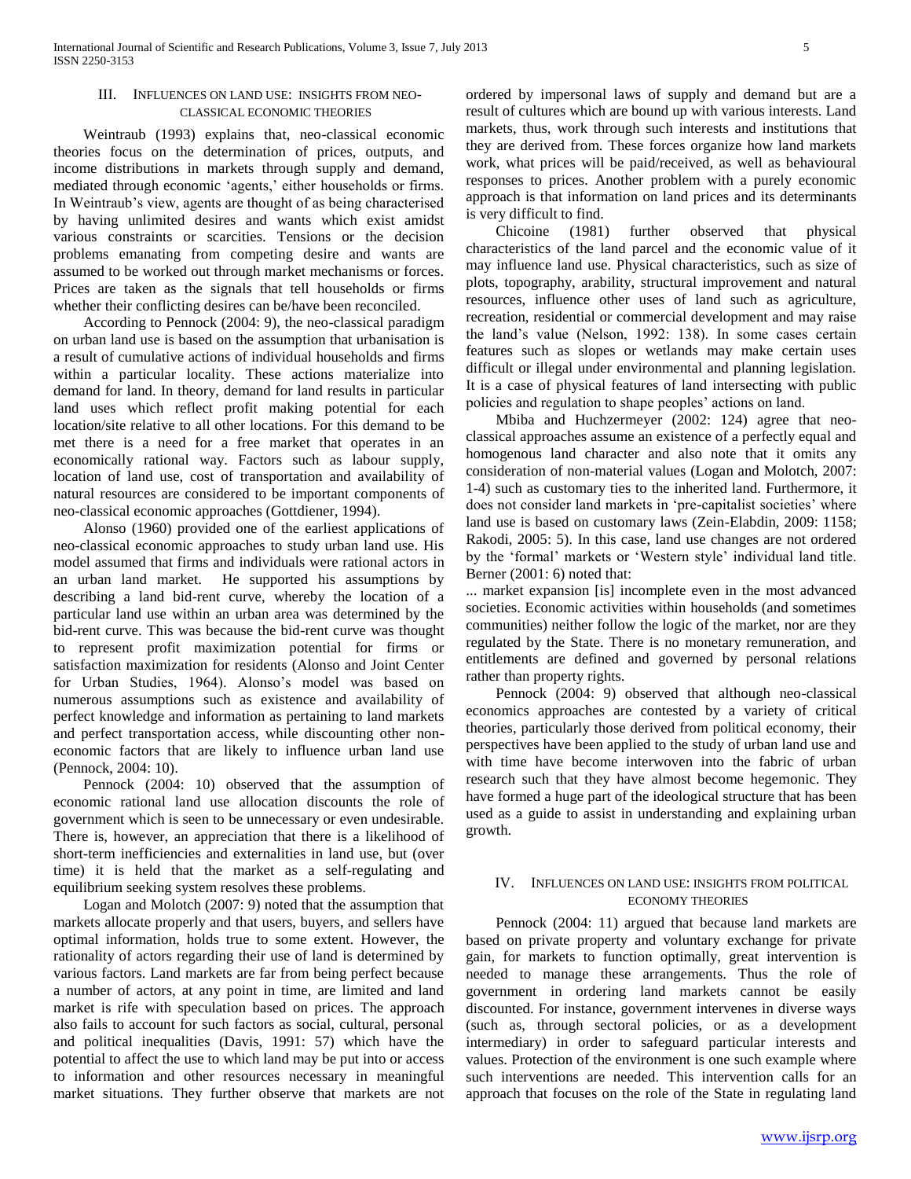## III. Influences on Land Use: Insights from Neo-Classical Economic Theories

Weintraub (1993) explains that, neo-classical economic theories focus on the determination of prices, outputs, and income distributions in markets through supply and demand, mediated through economic 'agents,' either households or firms. In Weintraub's view, agents are thought of as being characterised by having unlimited desires and wants which exist amidst various constraints or scarcities. Tensions or the decision problems emanating from competing desire and wants are assumed to be worked out through market mechanisms or forces. Prices are taken as the signals that tell households or firms whether their conflicting desires can be/have been reconciled.

According to Pennock (2004: 9), the neo-classical paradigm on urban land use is based on the assumption that urbanisation is a result of cumulative actions of individual households and firms within a particular locality. These actions materialize into demand for land. In theory, demand for land results in particular land uses which reflect profit making potential for each location/site relative to all other locations. For this demand to be met there is a need for a free market that operates in an economically rational way. Factors such as labour supply, location of land use, cost of transportation and availability of natural resources are considered to be important components of neo-classical economic approaches (Gottdiener, 1994).

Alonso (1960) provided one of the earliest applications of neo-classical economic approaches to study urban land use. His model assumed that firms and individuals were rational actors in an urban land market. He supported his assumptions by describing a land bid-rent curve, whereby the location of a particular land use within an urban area was determined by the bid-rent curve. This was because the bid-rent curve was thought to represent profit maximization potential for firms or satisfaction maximization for residents (Alonso and Joint Center for Urban Studies, 1964). Alonso's model was based on numerous assumptions such as existence and availability of perfect knowledge and information as pertaining to land markets and perfect transportation access, while discounting other non-economic factors that are likely to influence urban land use (Pennock, 2004: 10).

Pennock (2004: 10) observed that the assumption of economic rational land use allocation discounts the role of government which is seen to be unnecessary or even undesirable. There is, however, an appreciation that there is a likelihood of short-term inefficiencies and externalities in land use, but (over time) it is held that the market as a self-regulating and equilibrium seeking system resolves these problems.

Logan and Molotch (2007: 9) noted that the assumption that markets allocate properly and that users, buyers, and sellers have optimal information, holds true to some extent. However, the rationality of actors regarding their use of land is determined by various factors. Land markets are far from being perfect because a number of actors, at any point in time, are limited and land market is rife with speculation based on prices. The approach also fails to account for such factors as social, cultural, personal and political inequalities (Davis, 1991: 57) which have the potential to affect the use to which land may be put into or access to information and other resources necessary in meaningful market situations. They further observe that markets are not ordered by impersonal laws of supply and demand but are a result of cultures which are bound up with various interests. Land markets, thus, work through such interests and institutions that they are derived from. These forces organize how land markets work, what prices will be paid/received, as well as behavioural responses to prices. Another problem with a purely economic approach is that information on land prices and its determinants is very difficult to find.

Chicoine (1981) further observed that physical characteristics of the land parcel and the economic value of it may influence land use. Physical characteristics, such as size of plots, topography, arability, structural improvement and natural resources, influence other uses of land such as agriculture, recreation, residential or commercial development and may raise the land's value (Nelson, 1992: 138). In some cases certain features such as slopes or wetlands may make certain uses difficult or illegal under environmental and planning legislation. It is a case of physical features of land intersecting with public policies and regulation to shape peoples' actions on land.

Mbiba and Huchzermeyer (2002: 124) agree that neo-classical approaches assume an existence of a perfectly equal and homogenous land character and also note that it omits any consideration of non-material values (Logan and Molotch, 2007: 1-4) such as customary ties to the inherited land. Furthermore, it does not consider land markets in 'pre-capitalist societies' where land use is based on customary laws (Zein-Elabdin, 2009: 1158; Rakodi, 2005: 5). In this case, land use changes are not ordered by the 'formal' markets or 'Western style' individual land title. Berner (2001: 6) noted that:

> ... market expansion [is] incomplete even in the most advanced societies. Economic activities within households (and sometimes communities) neither follow the logic of the market, nor are they regulated by the State. There is no monetary remuneration, and entitlements are defined and governed by personal relations rather than property rights.

Pennock (2004: 9) observed that although neo-classical economics approaches are contested by a variety of critical theories, particularly those derived from political economy, their perspectives have been applied to the study of urban land use and with time have become interwoven into the fabric of urban research such that they have almost become hegemonic. They have formed a huge part of the ideological structure that has been used as a guide to assist in understanding and explaining urban growth.

## IV. Influences on Land Use: Insights from Political Economy Theories

Pennock (2004: 11) argued that because land markets are based on private property and voluntary exchange for private gain, for markets to function optimally, great intervention is needed to manage these arrangements. Thus the role of government in ordering land markets cannot be easily discounted. For instance, government intervenes in diverse ways (such as, through sectoral policies, or as a development intermediary) in order to safeguard particular interests and values. Protection of the environment is one such example where such interventions are needed. This intervention calls for an approach that focuses on the role of the State in regulating land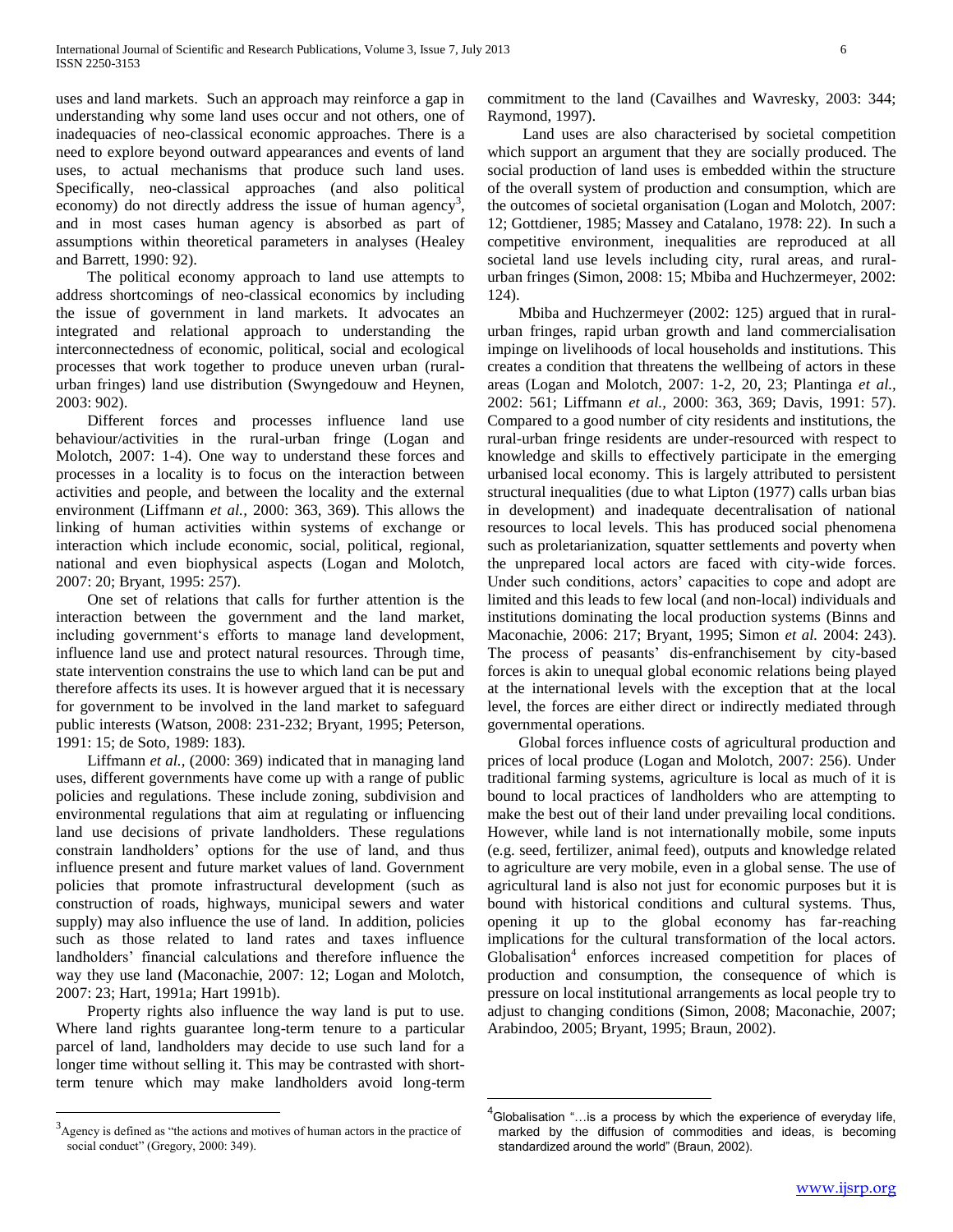uses and land markets. Such an approach may reinforce a gap in understanding why some land uses occur and not others, one of inadequacies of neo-classical economic approaches. There is a need to explore beyond outward appearances and events of land uses, to actual mechanisms that produce such land uses. Specifically, neo-classical approaches (and also political economy) do not directly address the issue of human agency[3], and in most cases human agency is absorbed as part of assumptions within theoretical parameters in analyses (Healey and Barrett, 1990: 92).

The political economy approach to land use attempts to address shortcomings of neo-classical economics by including the issue of government in land markets. It advocates an integrated and relational approach to understanding the interconnectedness of economic, political, social and ecological processes that work together to produce uneven urban (rural-urban fringes) land use distribution (Swyngedouw and Heynen, 2003: 902).

Different forces and processes influence land use behaviour/activities in the rural-urban fringe (Logan and Molotch, 2007: 1-4). One way to understand these forces and processes in a locality is to focus on the interaction between activities and people, and between the locality and the external environment (Liffmann *et al.,* 2000: 363, 369). This allows the linking of human activities within systems of exchange or interaction which include economic, social, political, regional, national and even biophysical aspects (Logan and Molotch, 2007: 20; Bryant, 1995: 257).

One set of relations that calls for further attention is the interaction between the government and the land market, including government's efforts to manage land development, influence land use and protect natural resources. Through time, state intervention constrains the use to which land can be put and therefore affects its uses. It is however argued that it is necessary for government to be involved in the land market to safeguard public interests (Watson, 2008: 231-232; Bryant, 1995; Peterson, 1991: 15; de Soto, 1989: 183).

Liffmann *et al.,* (2000: 369) indicated that in managing land uses, different governments have come up with a range of public policies and regulations. These include zoning, subdivision and environmental regulations that aim at regulating or influencing land use decisions of private landholders. These regulations constrain landholders' options for the use of land, and thus influence present and future market values of land. Government policies that promote infrastructural development (such as construction of roads, highways, municipal sewers and water supply) may also influence the use of land. In addition, policies such as those related to land rates and taxes influence landholders' financial calculations and therefore influence the way they use land (Maconachie, 2007: 12; Logan and Molotch, 2007: 23; Hart, 1991a; Hart 1991b).

Property rights also influence the way land is put to use. Where land rights guarantee long-term tenure to a particular parcel of land, landholders may decide to use such land for a longer time without selling it. This may be contrasted with short-term tenure which may make landholders avoid long-term commitment to the land (Cavailhes and Wavresky, 2003: 344; Raymond, 1997).

Land uses are also characterised by societal competition which support an argument that they are socially produced. The social production of land uses is embedded within the structure of the overall system of production and consumption, which are the outcomes of societal organisation (Logan and Molotch, 2007: 12; Gottdiener, 1985; Massey and Catalano, 1978: 22). In such a competitive environment, inequalities are reproduced at all societal land use levels including city, rural areas, and rural-urban fringes (Simon, 2008: 15; Mbiba and Huchzermeyer, 2002: 124).

Mbiba and Huchzermeyer (2002: 125) argued that in rural-urban fringes, rapid urban growth and land commercialisation impinge on livelihoods of local households and institutions. This creates a condition that threatens the wellbeing of actors in these areas (Logan and Molotch, 2007: 1-2, 20, 23; Plantinga *et al.,* 2002: 561; Liffmann *et al.,* 2000: 363, 369; Davis, 1991: 57). Compared to a good number of city residents and institutions, the rural-urban fringe residents are under-resourced with respect to knowledge and skills to effectively participate in the emerging urbanised local economy. This is largely attributed to persistent structural inequalities (due to what Lipton (1977) calls urban bias in development) and inadequate decentralisation of national resources to local levels. This has produced social phenomena such as proletarianization, squatter settlements and poverty when the unprepared local actors are faced with city-wide forces. Under such conditions, actors' capacities to cope and adopt are limited and this leads to few local (and non-local) individuals and institutions dominating the local production systems (Binns and Maconachie, 2006: 217; Bryant, 1995; Simon *et al.* 2004: 243). The process of peasants' dis-enfranchisement by city-based forces is akin to unequal global economic relations being played at the international levels with the exception that at the local level, the forces are either direct or indirectly mediated through governmental operations.

Global forces influence costs of agricultural production and prices of local produce (Logan and Molotch, 2007: 256). Under traditional farming systems, agriculture is local as much of it is bound to local practices of landholders who are attempting to make the best out of their land under prevailing local conditions. However, while land is not internationally mobile, some inputs (e.g. seed, fertilizer, animal feed), outputs and knowledge related to agriculture are very mobile, even in a global sense. The use of agricultural land is also not just for economic purposes but it is bound with historical conditions and cultural systems. Thus, opening it up to the global economy has far-reaching implications for the cultural transformation of the local actors. Globalisation[4] enforces increased competition for places of production and consumption, the consequence of which is pressure on local institutional arrangements as local people try to adjust to changing conditions (Simon, 2008; Maconachie, 2007; Arabindoo, 2005; Bryant, 1995; Braun, 2002).

---

[3] Agency is defined as "the actions and motives of human actors in the practice of social conduct" (Gregory, 2000: 349).

[4] Globalisation "…is a process by which the experience of everyday life, marked by the diffusion of commodities and ideas, is becoming standardized around the world" (Braun, 2002).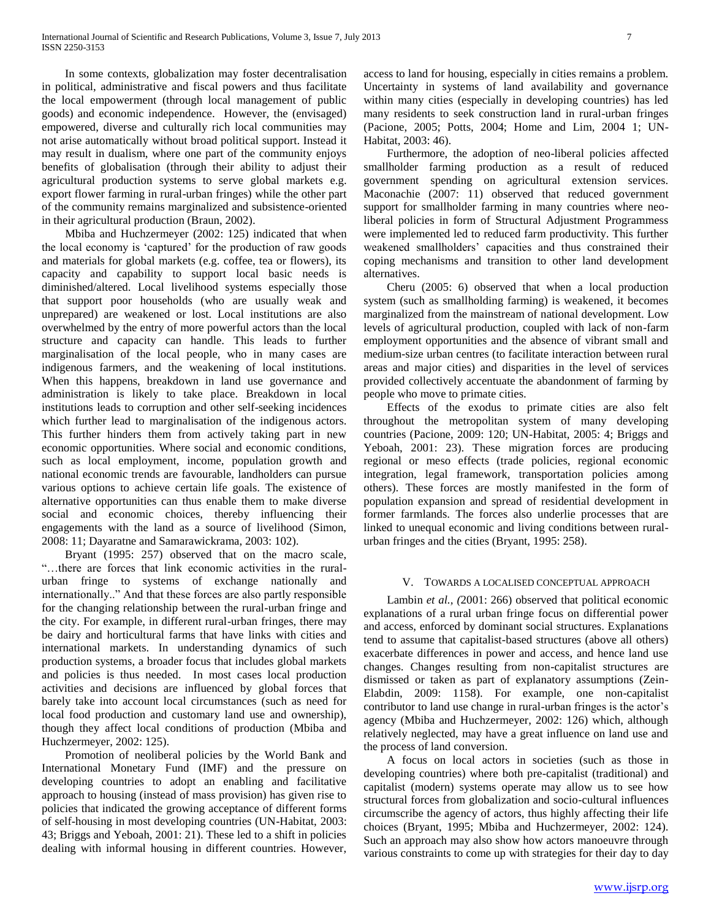In some contexts, globalization may foster decentralisation in political, administrative and fiscal powers and thus facilitate the local empowerment (through local management of public goods) and economic independence. However, the (envisaged) empowered, diverse and culturally rich local communities may not arise automatically without broad political support. Instead it may result in dualism, where one part of the community enjoys benefits of globalisation (through their ability to adjust their agricultural production systems to serve global markets e.g. export flower farming in rural-urban fringes) while the other part of the community remains marginalized and subsistence-oriented in their agricultural production (Braun, 2002).

Mbiba and Huchzermeyer (2002: 125) indicated that when the local economy is 'captured' for the production of raw goods and materials for global markets (e.g. coffee, tea or flowers), its capacity and capability to support local basic needs is diminished/altered. Local livelihood systems especially those that support poor households (who are usually weak and unprepared) are weakened or lost. Local institutions are also overwhelmed by the entry of more powerful actors than the local structure and capacity can handle. This leads to further marginalisation of the local people, who in many cases are indigenous farmers, and the weakening of local institutions. When this happens, breakdown in land use governance and administration is likely to take place. Breakdown in local institutions leads to corruption and other self-seeking incidences which further lead to marginalisation of the indigenous actors. This further hinders them from actively taking part in new economic opportunities. Where social and economic conditions, such as local employment, income, population growth and national economic trends are favourable, landholders can pursue various options to achieve certain life goals. The existence of alternative opportunities can thus enable them to make diverse social and economic choices, thereby influencing their engagements with the land as a source of livelihood (Simon, 2008: 11; Dayaratne and Samarawickrama, 2003: 102).

Bryant (1995: 257) observed that on the macro scale, "…there are forces that link economic activities in the rural-urban fringe to systems of exchange nationally and internationally.." And that these forces are also partly responsible for the changing relationship between the rural-urban fringe and the city. For example, in different rural-urban fringes, there may be dairy and horticultural farms that have links with cities and international markets. In understanding dynamics of such production systems, a broader focus that includes global markets and policies is thus needed. In most cases local production activities and decisions are influenced by global forces that barely take into account local circumstances (such as need for local food production and customary land use and ownership), though they affect local conditions of production (Mbiba and Huchzermeyer, 2002: 125).

Promotion of neoliberal policies by the World Bank and International Monetary Fund (IMF) and the pressure on developing countries to adopt an enabling and facilitative approach to housing (instead of mass provision) has given rise to policies that indicated the growing acceptance of different forms of self-housing in most developing countries (UN-Habitat, 2003: 43; Briggs and Yeboah, 2001: 21). These led to a shift in policies dealing with informal housing in different countries. However, access to land for housing, especially in cities remains a problem. Uncertainty in systems of land availability and governance within many cities (especially in developing countries) has led many residents to seek construction land in rural-urban fringes (Pacione, 2005; Potts, 2004; Home and Lim, 2004 1; UN-Habitat, 2003: 46).

Furthermore, the adoption of neo-liberal policies affected smallholder farming production as a result of reduced government spending on agricultural extension services. Maconachie (2007: 11) observed that reduced government support for smallholder farming in many countries where neo-liberal policies in form of Structural Adjustment Programmess were implemented led to reduced farm productivity. This further weakened smallholders' capacities and thus constrained their coping mechanisms and transition to other land development alternatives.

Cheru (2005: 6) observed that when a local production system (such as smallholding farming) is weakened, it becomes marginalized from the mainstream of national development. Low levels of agricultural production, coupled with lack of non-farm employment opportunities and the absence of vibrant small and medium-size urban centres (to facilitate interaction between rural areas and major cities) and disparities in the level of services provided collectively accentuate the abandonment of farming by people who move to primate cities.

Effects of the exodus to primate cities are also felt throughout the metropolitan system of many developing countries (Pacione, 2009: 120; UN-Habitat, 2005: 4; Briggs and Yeboah, 2001: 23). These migration forces are producing regional or meso effects (trade policies, regional economic integration, legal framework, transportation policies among others). These forces are mostly manifested in the form of population expansion and spread of residential development in former farmlands. The forces also underlie processes that are linked to unequal economic and living conditions between rural-urban fringes and the cities (Bryant, 1995: 258).

## V. Towards a Localised Conceptual Approach

Lambin *et al., (*2001: 266) observed that political economic explanations of a rural urban fringe focus on differential power and access, enforced by dominant social structures. Explanations tend to assume that capitalist-based structures (above all others) exacerbate differences in power and access, and hence land use changes. Changes resulting from non-capitalist structures are dismissed or taken as part of explanatory assumptions (Zein-Elabdin, 2009: 1158). For example, one non-capitalist contributor to land use change in rural-urban fringes is the actor's agency (Mbiba and Huchzermeyer, 2002: 126) which, although relatively neglected, may have a great influence on land use and the process of land conversion.

A focus on local actors in societies (such as those in developing countries) where both pre-capitalist (traditional) and capitalist (modern) systems operate may allow us to see how structural forces from globalization and socio-cultural influences circumscribe the agency of actors, thus highly affecting their life choices (Bryant, 1995; Mbiba and Huchzermeyer, 2002: 124). Such an approach may also show how actors manoeuvre through various constraints to come up with strategies for their day to day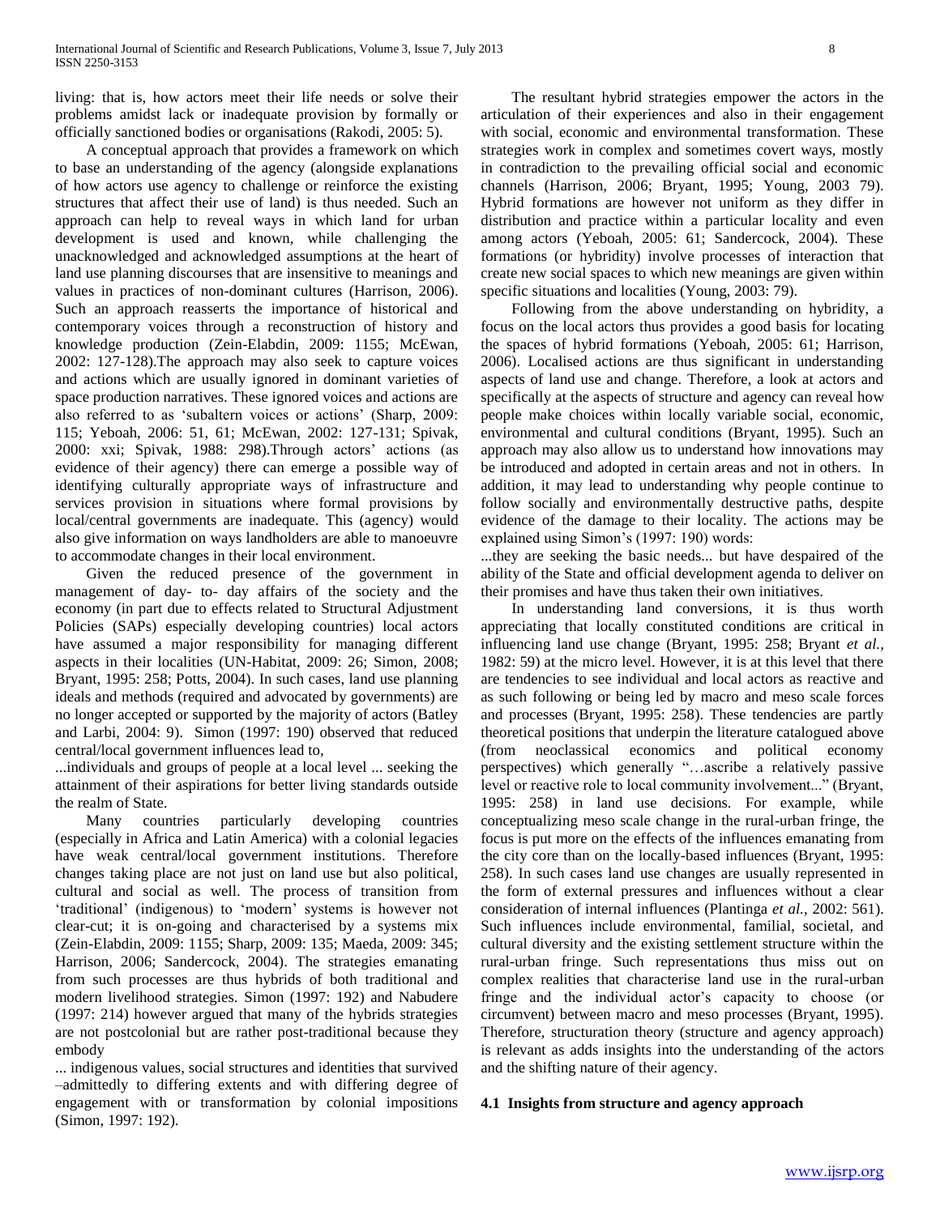living: that is, how actors meet their life needs or solve their problems amidst lack or inadequate provision by formally or officially sanctioned bodies or organisations (Rakodi, 2005: 5).

A conceptual approach that provides a framework on which to base an understanding of the agency (alongside explanations of how actors use agency to challenge or reinforce the existing structures that affect their use of land) is thus needed. Such an approach can help to reveal ways in which land for urban development is used and known, while challenging the unacknowledged and acknowledged assumptions at the heart of land use planning discourses that are insensitive to meanings and values in practices of non-dominant cultures (Harrison, 2006). Such an approach reasserts the importance of historical and contemporary voices through a reconstruction of history and knowledge production (Zein-Elabdin, 2009: 1155; McEwan, 2002: 127-128).The approach may also seek to capture voices and actions which are usually ignored in dominant varieties of space production narratives. These ignored voices and actions are also referred to as 'subaltern voices or actions' (Sharp, 2009: 115; Yeboah, 2006: 51, 61; McEwan, 2002: 127-131; Spivak, 2000: xxi; Spivak, 1988: 298).Through actors' actions (as evidence of their agency) there can emerge a possible way of identifying culturally appropriate ways of infrastructure and services provision in situations where formal provisions by local/central governments are inadequate. This (agency) would also give information on ways landholders are able to manoeuvre to accommodate changes in their local environment.

Given the reduced presence of the government in management of day- to- day affairs of the society and the economy (in part due to effects related to Structural Adjustment Policies (SAPs) especially developing countries) local actors have assumed a major responsibility for managing different aspects in their localities (UN-Habitat, 2009: 26; Simon, 2008; Bryant, 1995: 258; Potts, 2004). In such cases, land use planning ideals and methods (required and advocated by governments) are no longer accepted or supported by the majority of actors (Batley and Larbi, 2004: 9). Simon (1997: 190) observed that reduced central/local government influences lead to,

...individuals and groups of people at a local level ... seeking the attainment of their aspirations for better living standards outside the realm of State.

Many countries particularly developing countries (especially in Africa and Latin America) with a colonial legacies have weak central/local government institutions. Therefore changes taking place are not just on land use but also political, cultural and social as well. The process of transition from 'traditional' (indigenous) to 'modern' systems is however not clear-cut; it is on-going and characterised by a systems mix (Zein-Elabdin, 2009: 1155; Sharp, 2009: 135; Maeda, 2009: 345; Harrison, 2006; Sandercock, 2004). The strategies emanating from such processes are thus hybrids of both traditional and modern livelihood strategies. Simon (1997: 192) and Nabudere (1997: 214) however argued that many of the hybrids strategies are not postcolonial but are rather post-traditional because they embody

... indigenous values, social structures and identities that survived –admittedly to differing extents and with differing degree of engagement with or transformation by colonial impositions (Simon, 1997: 192).

The resultant hybrid strategies empower the actors in the articulation of their experiences and also in their engagement with social, economic and environmental transformation. These strategies work in complex and sometimes covert ways, mostly in contradiction to the prevailing official social and economic channels (Harrison, 2006; Bryant, 1995; Young, 2003 79). Hybrid formations are however not uniform as they differ in distribution and practice within a particular locality and even among actors (Yeboah, 2005: 61; Sandercock, 2004). These formations (or hybridity) involve processes of interaction that create new social spaces to which new meanings are given within specific situations and localities (Young, 2003: 79).

Following from the above understanding on hybridity, a focus on the local actors thus provides a good basis for locating the spaces of hybrid formations (Yeboah, 2005: 61; Harrison, 2006). Localised actions are thus significant in understanding aspects of land use and change. Therefore, a look at actors and specifically at the aspects of structure and agency can reveal how people make choices within locally variable social, economic, environmental and cultural conditions (Bryant, 1995). Such an approach may also allow us to understand how innovations may be introduced and adopted in certain areas and not in others. In addition, it may lead to understanding why people continue to follow socially and environmentally destructive paths, despite evidence of the damage to their locality. The actions may be explained using Simon's (1997: 190) words:

...they are seeking the basic needs... but have despaired of the ability of the State and official development agenda to deliver on their promises and have thus taken their own initiatives.

In understanding land conversions, it is thus worth appreciating that locally constituted conditions are critical in influencing land use change (Bryant, 1995: 258; Bryant *et al.*, 1982: 59) at the micro level. However, it is at this level that there are tendencies to see individual and local actors as reactive and as such following or being led by macro and meso scale forces and processes (Bryant, 1995: 258). These tendencies are partly theoretical positions that underpin the literature catalogued above (from neoclassical economics and political economy perspectives) which generally "…ascribe a relatively passive level or reactive role to local community involvement..." (Bryant, 1995: 258) in land use decisions. For example, while conceptualizing meso scale change in the rural-urban fringe, the focus is put more on the effects of the influences emanating from the city core than on the locally-based influences (Bryant, 1995: 258). In such cases land use changes are usually represented in the form of external pressures and influences without a clear consideration of internal influences (Plantinga *et al.,* 2002: 561). Such influences include environmental, familial, societal, and cultural diversity and the existing settlement structure within the rural-urban fringe. Such representations thus miss out on complex realities that characterise land use in the rural-urban fringe and the individual actor's capacity to choose (or circumvent) between macro and meso processes (Bryant, 1995). Therefore, structuration theory (structure and agency approach) is relevant as adds insights into the understanding of the actors and the shifting nature of their agency.

### 4.1 Insights from structure and agency approach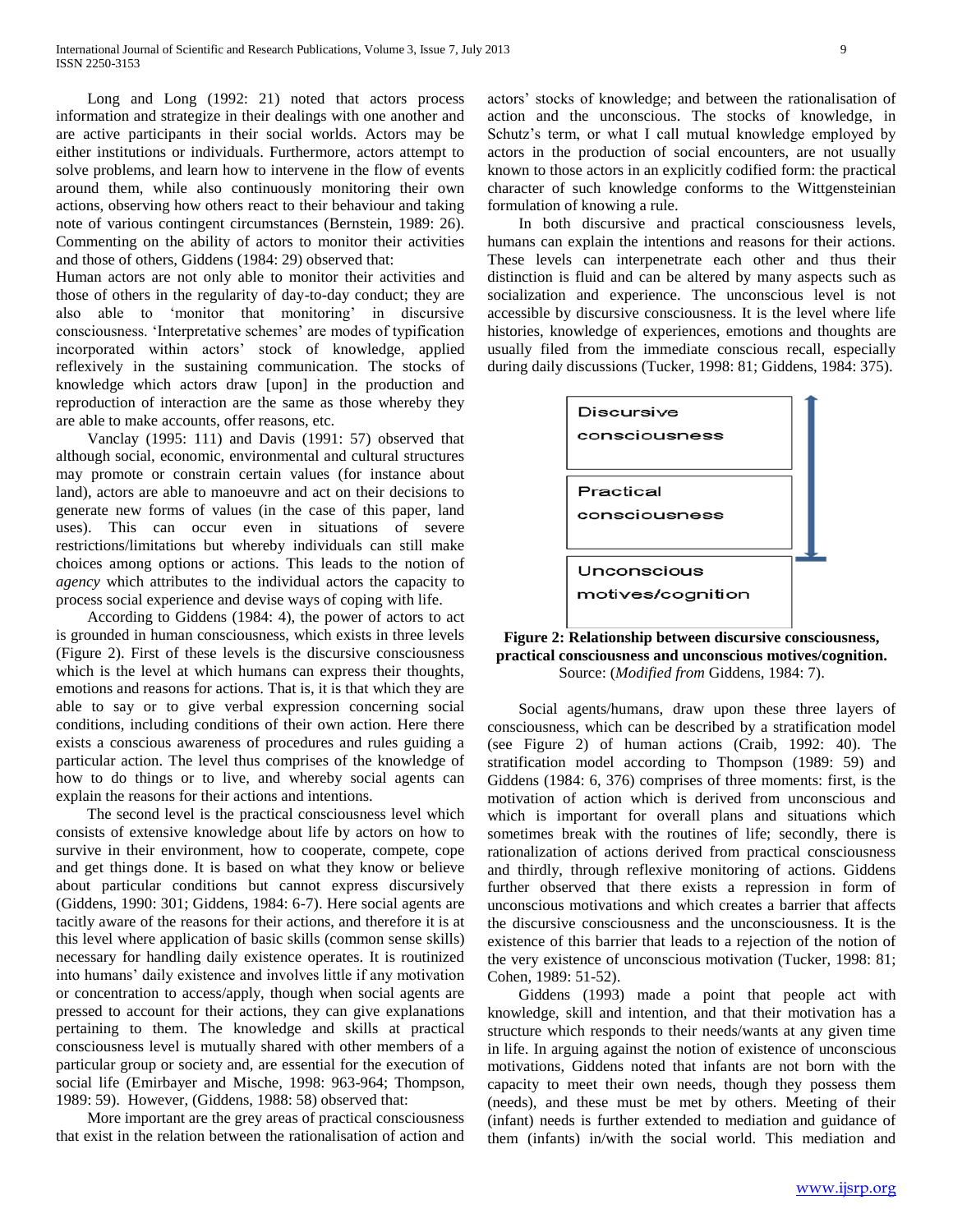Long and Long (1992: 21) noted that actors process information and strategize in their dealings with one another and are active participants in their social worlds. Actors may be either institutions or individuals. Furthermore, actors attempt to solve problems, and learn how to intervene in the flow of events around them, while also continuously monitoring their own actions, observing how others react to their behaviour and taking note of various contingent circumstances (Bernstein, 1989: 26). Commenting on the ability of actors to monitor their activities and those of others, Giddens (1984: 29) observed that:

Human actors are not only able to monitor their activities and those of others in the regularity of day-to-day conduct; they are also able to 'monitor that monitoring' in discursive consciousness. 'Interpretative schemes' are modes of typification incorporated within actors' stock of knowledge, applied reflexively in the sustaining communication. The stocks of knowledge which actors draw [upon] in the production and reproduction of interaction are the same as those whereby they are able to make accounts, offer reasons, etc.

Vanclay (1995: 111) and Davis (1991: 57) observed that although social, economic, environmental and cultural structures may promote or constrain certain values (for instance about land), actors are able to manoeuvre and act on their decisions to generate new forms of values (in the case of this paper, land uses). This can occur even in situations of severe restrictions/limitations but whereby individuals can still make choices among options or actions. This leads to the notion of *agency* which attributes to the individual actors the capacity to process social experience and devise ways of coping with life.

According to Giddens (1984: 4), the power of actors to act is grounded in human consciousness, which exists in three levels (Figure 2). First of these levels is the discursive consciousness which is the level at which humans can express their thoughts, emotions and reasons for actions. That is, it is that which they are able to say or to give verbal expression concerning social conditions, including conditions of their own action. Here there exists a conscious awareness of procedures and rules guiding a particular action. The level thus comprises of the knowledge of how to do things or to live, and whereby social agents can explain the reasons for their actions and intentions.

The second level is the practical consciousness level which consists of extensive knowledge about life by actors on how to survive in their environment, how to cooperate, compete, cope and get things done. It is based on what they know or believe about particular conditions but cannot express discursively (Giddens, 1990: 301; Giddens, 1984: 6-7). Here social agents are tacitly aware of the reasons for their actions, and therefore it is at this level where application of basic skills (common sense skills) necessary for handling daily existence operates. It is routinized into humans' daily existence and involves little if any motivation or concentration to access/apply, though when social agents are pressed to account for their actions, they can give explanations pertaining to them. The knowledge and skills at practical consciousness level is mutually shared with other members of a particular group or society and, are essential for the execution of social life (Emirbayer and Mische, 1998: 963-964; Thompson, 1989: 59). However, (Giddens, 1988: 58) observed that:

More important are the grey areas of practical consciousness that exist in the relation between the rationalisation of action and actors' stocks of knowledge; and between the rationalisation of action and the unconscious. The stocks of knowledge, in Schutz's term, or what I call mutual knowledge employed by actors in the production of social encounters, are not usually known to those actors in an explicitly codified form: the practical character of such knowledge conforms to the Wittgensteinian formulation of knowing a rule.

In both discursive and practical consciousness levels, humans can explain the intentions and reasons for their actions. These levels can interpenetrate each other and thus their distinction is fluid and can be altered by many aspects such as socialization and experience. The unconscious level is not accessible by discursive consciousness. It is the level where life histories, knowledge of experiences, emotions and thoughts are usually filed from the immediate conscious recall, especially during daily discussions (Tucker, 1998: 81; Giddens, 1984: 375).

Discursive consciousness

Practical consciousness

Unconscious motives/cognition

**Figure 2: Relationship between discursive consciousness, practical consciousness and unconscious motives/cognition.**
Source: (*Modified from* Giddens, 1984: 7).

Social agents/humans, draw upon these three layers of consciousness, which can be described by a stratification model (see Figure 2) of human actions (Craib, 1992: 40). The stratification model according to Thompson (1989: 59) and Giddens (1984: 6, 376) comprises of three moments: first, is the motivation of action which is derived from unconscious and which is important for overall plans and situations which sometimes break with the routines of life; secondly, there is rationalization of actions derived from practical consciousness and thirdly, through reflexive monitoring of actions. Giddens further observed that there exists a repression in form of unconscious motivations and which creates a barrier that affects the discursive consciousness and the unconsciousness. It is the existence of this barrier that leads to a rejection of the notion of the very existence of unconscious motivation (Tucker, 1998: 81; Cohen, 1989: 51-52).

Giddens (1993) made a point that people act with knowledge, skill and intention, and that their motivation has a structure which responds to their needs/wants at any given time in life. In arguing against the notion of existence of unconscious motivations, Giddens noted that infants are not born with the capacity to meet their own needs, though they possess them (needs), and these must be met by others. Meeting of their (infant) needs is further extended to mediation and guidance of them (infants) in/with the social world. This mediation and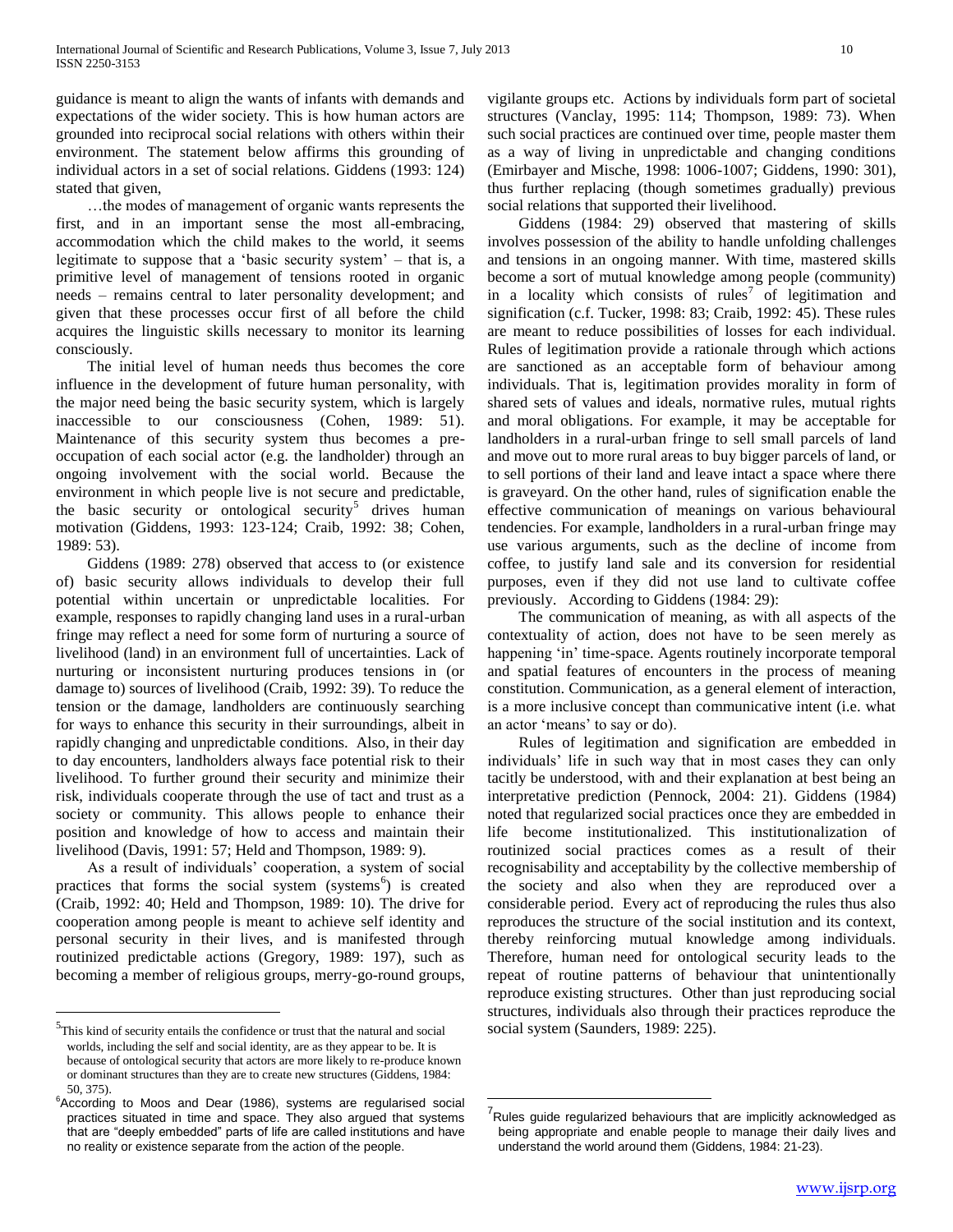guidance is meant to align the wants of infants with demands and expectations of the wider society. This is how human actors are grounded into reciprocal social relations with others within their environment. The statement below affirms this grounding of individual actors in a set of social relations. Giddens (1993: 124) stated that given,

> …the modes of management of organic wants represents the first, and in an important sense the most all-embracing, accommodation which the child makes to the world, it seems legitimate to suppose that a 'basic security system' – that is, a primitive level of management of tensions rooted in organic needs – remains central to later personality development; and given that these processes occur first of all before the child acquires the linguistic skills necessary to monitor its learning consciously.

The initial level of human needs thus becomes the core influence in the development of future human personality, with the major need being the basic security system, which is largely inaccessible to our consciousness (Cohen, 1989: 51). Maintenance of this security system thus becomes a pre-occupation of each social actor (e.g. the landholder) through an ongoing involvement with the social world. Because the environment in which people live is not secure and predictable, the basic security or ontological security[5] drives human motivation (Giddens, 1993: 123-124; Craib, 1992: 38; Cohen, 1989: 53).

Giddens (1989: 278) observed that access to (or existence of) basic security allows individuals to develop their full potential within uncertain or unpredictable localities. For example, responses to rapidly changing land uses in a rural-urban fringe may reflect a need for some form of nurturing a source of livelihood (land) in an environment full of uncertainties. Lack of nurturing or inconsistent nurturing produces tensions in (or damage to) sources of livelihood (Craib, 1992: 39). To reduce the tension or the damage, landholders are continuously searching for ways to enhance this security in their surroundings, albeit in rapidly changing and unpredictable conditions. Also, in their day to day encounters, landholders always face potential risk to their livelihood. To further ground their security and minimize their risk, individuals cooperate through the use of tact and trust as a society or community. This allows people to enhance their position and knowledge of how to access and maintain their livelihood (Davis, 1991: 57; Held and Thompson, 1989: 9).

As a result of individuals' cooperation, a system of social practices that forms the social system (systems[6]) is created (Craib, 1992: 40; Held and Thompson, 1989: 10). The drive for cooperation among people is meant to achieve self identity and personal security in their lives, and is manifested through routinized predictable actions (Gregory, 1989: 197), such as becoming a member of religious groups, merry-go-round groups, vigilante groups etc. Actions by individuals form part of societal structures (Vanclay, 1995: 114; Thompson, 1989: 73). When such social practices are continued over time, people master them as a way of living in unpredictable and changing conditions (Emirbayer and Mische, 1998: 1006-1007; Giddens, 1990: 301), thus further replacing (though sometimes gradually) previous social relations that supported their livelihood.

Giddens (1984: 29) observed that mastering of skills involves possession of the ability to handle unfolding challenges and tensions in an ongoing manner. With time, mastered skills become a sort of mutual knowledge among people (community) in a locality which consists of rules[7] of legitimation and signification (c.f. Tucker, 1998: 83; Craib, 1992: 45). These rules are meant to reduce possibilities of losses for each individual. Rules of legitimation provide a rationale through which actions are sanctioned as an acceptable form of behaviour among individuals. That is, legitimation provides morality in form of shared sets of values and ideals, normative rules, mutual rights and moral obligations. For example, it may be acceptable for landholders in a rural-urban fringe to sell small parcels of land and move out to more rural areas to buy bigger parcels of land, or to sell portions of their land and leave intact a space where there is graveyard. On the other hand, rules of signification enable the effective communication of meanings on various behavioural tendencies. For example, landholders in a rural-urban fringe may use various arguments, such as the decline of income from coffee, to justify land sale and its conversion for residential purposes, even if they did not use land to cultivate coffee previously. According to Giddens (1984: 29):

> The communication of meaning, as with all aspects of the contextuality of action, does not have to be seen merely as happening 'in' time-space. Agents routinely incorporate temporal and spatial features of encounters in the process of meaning constitution. Communication, as a general element of interaction, is a more inclusive concept than communicative intent (i.e. what an actor 'means' to say or do).

Rules of legitimation and signification are embedded in individuals' life in such way that in most cases they can only tacitly be understood, with and their explanation at best being an interpretative prediction (Pennock, 2004: 21). Giddens (1984) noted that regularized social practices once they are embedded in life become institutionalized. This institutionalization of routinized social practices comes as a result of their recognisability and acceptability by the collective membership of the society and also when they are reproduced over a considerable period. Every act of reproducing the rules thus also reproduces the structure of the social institution and its context, thereby reinforcing mutual knowledge among individuals. Therefore, human need for ontological security leads to the repeat of routine patterns of behaviour that unintentionally reproduce existing structures. Other than just reproducing social structures, individuals also through their practices reproduce the social system (Saunders, 1989: 225).

---

[5] This kind of security entails the confidence or trust that the natural and social worlds, including the self and social identity, are as they appear to be. It is because of ontological security that actors are more likely to re-produce known or dominant structures than they are to create new structures (Giddens, 1984: 50, 375).

[6] According to Moos and Dear (1986), systems are regularised social practices situated in time and space. They also argued that systems that are "deeply embedded" parts of life are called institutions and have no reality or existence separate from the action of the people.

[7] Rules guide regularized behaviours that are implicitly acknowledged as being appropriate and enable people to manage their daily lives and understand the world around them (Giddens, 1984: 21-23).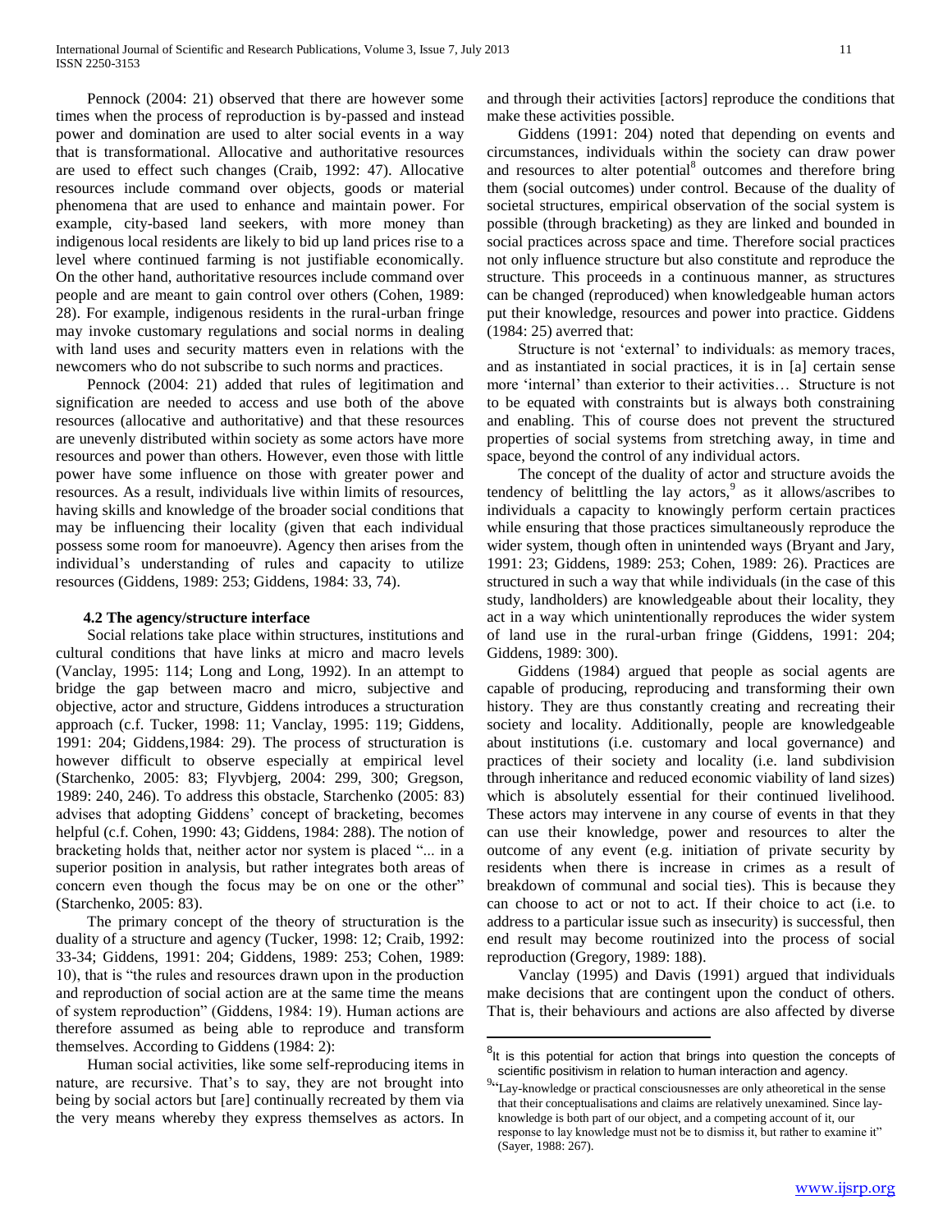Pennock (2004: 21) observed that there are however some times when the process of reproduction is by-passed and instead power and domination are used to alter social events in a way that is transformational. Allocative and authoritative resources are used to effect such changes (Craib, 1992: 47). Allocative resources include command over objects, goods or material phenomena that are used to enhance and maintain power. For example, city-based land seekers, with more money than indigenous local residents are likely to bid up land prices rise to a level where continued farming is not justifiable economically. On the other hand, authoritative resources include command over people and are meant to gain control over others (Cohen, 1989: 28). For example, indigenous residents in the rural-urban fringe may invoke customary regulations and social norms in dealing with land uses and security matters even in relations with the newcomers who do not subscribe to such norms and practices.

Pennock (2004: 21) added that rules of legitimation and signification are needed to access and use both of the above resources (allocative and authoritative) and that these resources are unevenly distributed within society as some actors have more resources and power than others. However, even those with little power have some influence on those with greater power and resources. As a result, individuals live within limits of resources, having skills and knowledge of the broader social conditions that may be influencing their locality (given that each individual possess some room for manoeuvre). Agency then arises from the individual's understanding of rules and capacity to utilize resources (Giddens, 1989: 253; Giddens, 1984: 33, 74).

### 4.2 The agency/structure interface

Social relations take place within structures, institutions and cultural conditions that have links at micro and macro levels (Vanclay, 1995: 114; Long and Long, 1992). In an attempt to bridge the gap between macro and micro, subjective and objective, actor and structure, Giddens introduces a structuration approach (c.f. Tucker, 1998: 11; Vanclay, 1995: 119; Giddens, 1991: 204; Giddens,1984: 29). The process of structuration is however difficult to observe especially at empirical level (Starchenko, 2005: 83; Flyvbjerg, 2004: 299, 300; Gregson, 1989: 240, 246). To address this obstacle, Starchenko (2005: 83) advises that adopting Giddens' concept of bracketing, becomes helpful (c.f. Cohen, 1990: 43; Giddens, 1984: 288). The notion of bracketing holds that, neither actor nor system is placed "... in a superior position in analysis, but rather integrates both areas of concern even though the focus may be on one or the other" (Starchenko, 2005: 83).

The primary concept of the theory of structuration is the duality of a structure and agency (Tucker, 1998: 12; Craib, 1992: 33-34; Giddens, 1991: 204; Giddens, 1989: 253; Cohen, 1989: 10), that is "the rules and resources drawn upon in the production and reproduction of social action are at the same time the means of system reproduction" (Giddens, 1984: 19). Human actions are therefore assumed as being able to reproduce and transform themselves. According to Giddens (1984: 2):

Human social activities, like some self-reproducing items in nature, are recursive. That's to say, they are not brought into being by social actors but [are] continually recreated by them via the very means whereby they express themselves as actors. In and through their activities [actors] reproduce the conditions that make these activities possible.

Giddens (1991: 204) noted that depending on events and circumstances, individuals within the society can draw power and resources to alter potential[8] outcomes and therefore bring them (social outcomes) under control. Because of the duality of societal structures, empirical observation of the social system is possible (through bracketing) as they are linked and bounded in social practices across space and time. Therefore social practices not only influence structure but also constitute and reproduce the structure. This proceeds in a continuous manner, as structures can be changed (reproduced) when knowledgeable human actors put their knowledge, resources and power into practice. Giddens (1984: 25) averred that:

Structure is not 'external' to individuals: as memory traces, and as instantiated in social practices, it is in [a] certain sense more 'internal' than exterior to their activities… Structure is not to be equated with constraints but is always both constraining and enabling. This of course does not prevent the structured properties of social systems from stretching away, in time and space, beyond the control of any individual actors.

The concept of the duality of actor and structure avoids the tendency of belittling the lay actors,[9] as it allows/ascribes to individuals a capacity to knowingly perform certain practices while ensuring that those practices simultaneously reproduce the wider system, though often in unintended ways (Bryant and Jary, 1991: 23; Giddens, 1989: 253; Cohen, 1989: 26). Practices are structured in such a way that while individuals (in the case of this study, landholders) are knowledgeable about their locality, they act in a way which unintentionally reproduces the wider system of land use in the rural-urban fringe (Giddens, 1991: 204; Giddens, 1989: 300).

Giddens (1984) argued that people as social agents are capable of producing, reproducing and transforming their own history. They are thus constantly creating and recreating their society and locality. Additionally, people are knowledgeable about institutions (i.e. customary and local governance) and practices of their society and locality (i.e. land subdivision through inheritance and reduced economic viability of land sizes) which is absolutely essential for their continued livelihood. These actors may intervene in any course of events in that they can use their knowledge, power and resources to alter the outcome of any event (e.g. initiation of private security by residents when there is increase in crimes as a result of breakdown of communal and social ties). This is because they can choose to act or not to act. If their choice to act (i.e. to address to a particular issue such as insecurity) is successful, then end result may become routinized into the process of social reproduction (Gregory, 1989: 188).

Vanclay (1995) and Davis (1991) argued that individuals make decisions that are contingent upon the conduct of others. That is, their behaviours and actions are also affected by diverse

---

[8] It is this potential for action that brings into question the concepts of scientific positivism in relation to human interaction and agency.

[9] "Lay-knowledge or practical consciousnesses are only atheoretical in the sense that their conceptualisations and claims are relatively unexamined. Since lay-knowledge is both part of our object, and a competing account of it, our response to lay knowledge must not be to dismiss it, but rather to examine it" (Sayer, 1988: 267).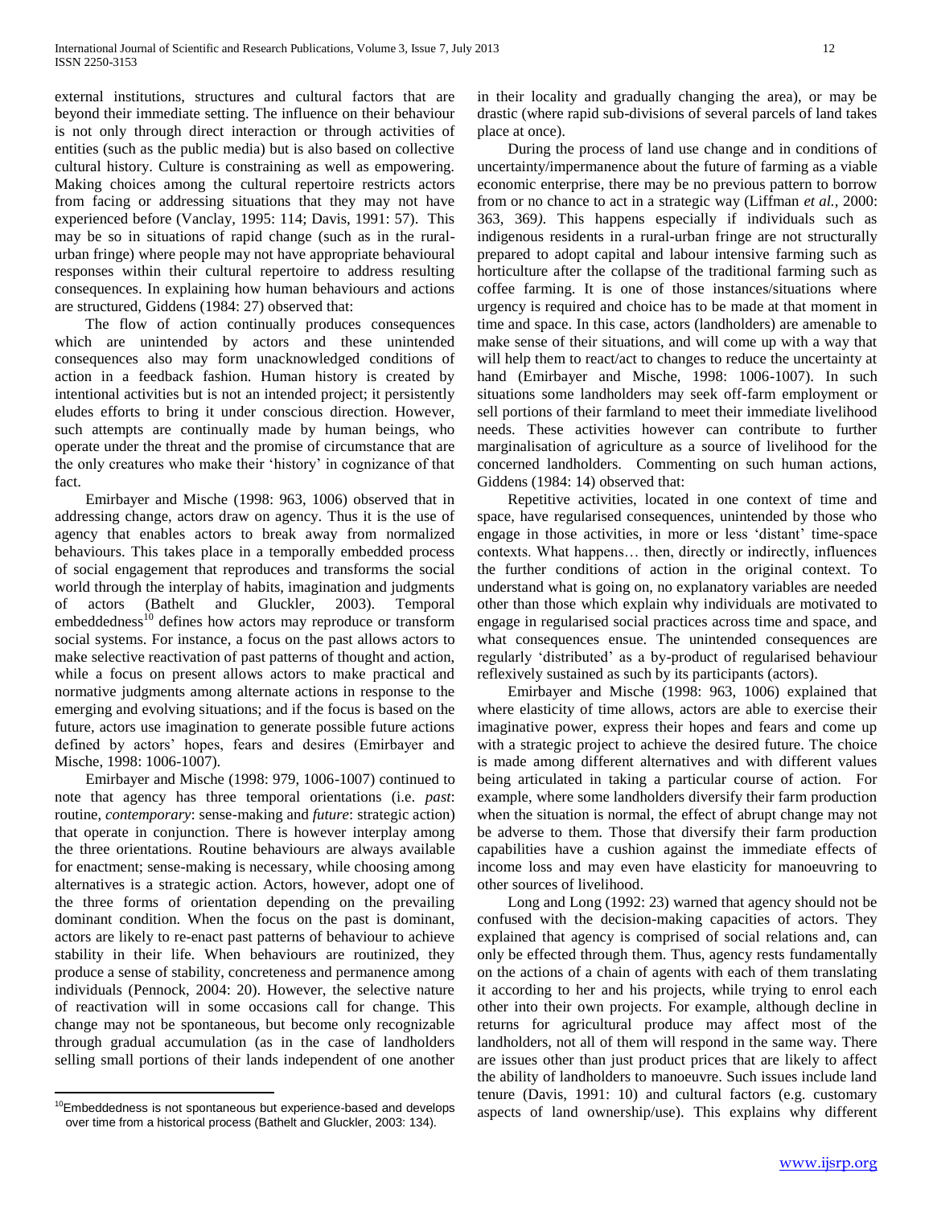external institutions, structures and cultural factors that are beyond their immediate setting. The influence on their behaviour is not only through direct interaction or through activities of entities (such as the public media) but is also based on collective cultural history. Culture is constraining as well as empowering. Making choices among the cultural repertoire restricts actors from facing or addressing situations that they may not have experienced before (Vanclay, 1995: 114; Davis, 1991: 57). This may be so in situations of rapid change (such as in the rural-urban fringe) where people may not have appropriate behavioural responses within their cultural repertoire to address resulting consequences. In explaining how human behaviours and actions are structured, Giddens (1984: 27) observed that:

The flow of action continually produces consequences which are unintended by actors and these unintended consequences also may form unacknowledged conditions of action in a feedback fashion. Human history is created by intentional activities but is not an intended project; it persistently eludes efforts to bring it under conscious direction. However, such attempts are continually made by human beings, who operate under the threat and the promise of circumstance that are the only creatures who make their 'history' in cognizance of that fact.

Emirbayer and Mische (1998: 963, 1006) observed that in addressing change, actors draw on agency. Thus it is the use of agency that enables actors to break away from normalized behaviours. This takes place in a temporally embedded process of social engagement that reproduces and transforms the social world through the interplay of habits, imagination and judgments of actors (Bathelt and Gluckler, 2003). Temporal embeddedness[10] defines how actors may reproduce or transform social systems. For instance, a focus on the past allows actors to make selective reactivation of past patterns of thought and action, while a focus on present allows actors to make practical and normative judgments among alternate actions in response to the emerging and evolving situations; and if the focus is based on the future, actors use imagination to generate possible future actions defined by actors' hopes, fears and desires (Emirbayer and Mische, 1998: 1006-1007).

Emirbayer and Mische (1998: 979, 1006-1007) continued to note that agency has three temporal orientations (i.e. *past*: routine, *contemporary*: sense-making and *future*: strategic action) that operate in conjunction. There is however interplay among the three orientations. Routine behaviours are always available for enactment; sense-making is necessary, while choosing among alternatives is a strategic action. Actors, however, adopt one of the three forms of orientation depending on the prevailing dominant condition. When the focus on the past is dominant, actors are likely to re-enact past patterns of behaviour to achieve stability in their life. When behaviours are routinized, they produce a sense of stability, concreteness and permanence among individuals (Pennock, 2004: 20). However, the selective nature of reactivation will in some occasions call for change. This change may not be spontaneous, but become only recognizable through gradual accumulation (as in the case of landholders selling small portions of their lands independent of one another in their locality and gradually changing the area), or may be drastic (where rapid sub-divisions of several parcels of land takes place at once).

During the process of land use change and in conditions of uncertainty/impermanence about the future of farming as a viable economic enterprise, there may be no previous pattern to borrow from or no chance to act in a strategic way (Liffman *et al.,* 2000: 363, 369*)*. This happens especially if individuals such as indigenous residents in a rural-urban fringe are not structurally prepared to adopt capital and labour intensive farming such as horticulture after the collapse of the traditional farming such as coffee farming. It is one of those instances/situations where urgency is required and choice has to be made at that moment in time and space. In this case, actors (landholders) are amenable to make sense of their situations, and will come up with a way that will help them to react/act to changes to reduce the uncertainty at hand (Emirbayer and Mische, 1998: 1006-1007). In such situations some landholders may seek off-farm employment or sell portions of their farmland to meet their immediate livelihood needs. These activities however can contribute to further marginalisation of agriculture as a source of livelihood for the concerned landholders. Commenting on such human actions, Giddens (1984: 14) observed that:

Repetitive activities, located in one context of time and space, have regularised consequences, unintended by those who engage in those activities, in more or less 'distant' time-space contexts. What happens… then, directly or indirectly, influences the further conditions of action in the original context. To understand what is going on, no explanatory variables are needed other than those which explain why individuals are motivated to engage in regularised social practices across time and space, and what consequences ensue. The unintended consequences are regularly 'distributed' as a by-product of regularised behaviour reflexively sustained as such by its participants (actors).

Emirbayer and Mische (1998: 963, 1006) explained that where elasticity of time allows, actors are able to exercise their imaginative power, express their hopes and fears and come up with a strategic project to achieve the desired future. The choice is made among different alternatives and with different values being articulated in taking a particular course of action. For example, where some landholders diversify their farm production when the situation is normal, the effect of abrupt change may not be adverse to them. Those that diversify their farm production capabilities have a cushion against the immediate effects of income loss and may even have elasticity for manoeuvring to other sources of livelihood.

Long and Long (1992: 23) warned that agency should not be confused with the decision-making capacities of actors. They explained that agency is comprised of social relations and, can only be effected through them. Thus, agency rests fundamentally on the actions of a chain of agents with each of them translating it according to her and his projects, while trying to enrol each other into their own projects. For example, although decline in returns for agricultural produce may affect most of the landholders, not all of them will respond in the same way. There are issues other than just product prices that are likely to affect the ability of landholders to manoeuvre. Such issues include land tenure (Davis, 1991: 10) and cultural factors (e.g. customary aspects of land ownership/use). This explains why different

[10] Embeddedness is not spontaneous but experience-based and develops over time from a historical process (Bathelt and Gluckler, 2003: 134).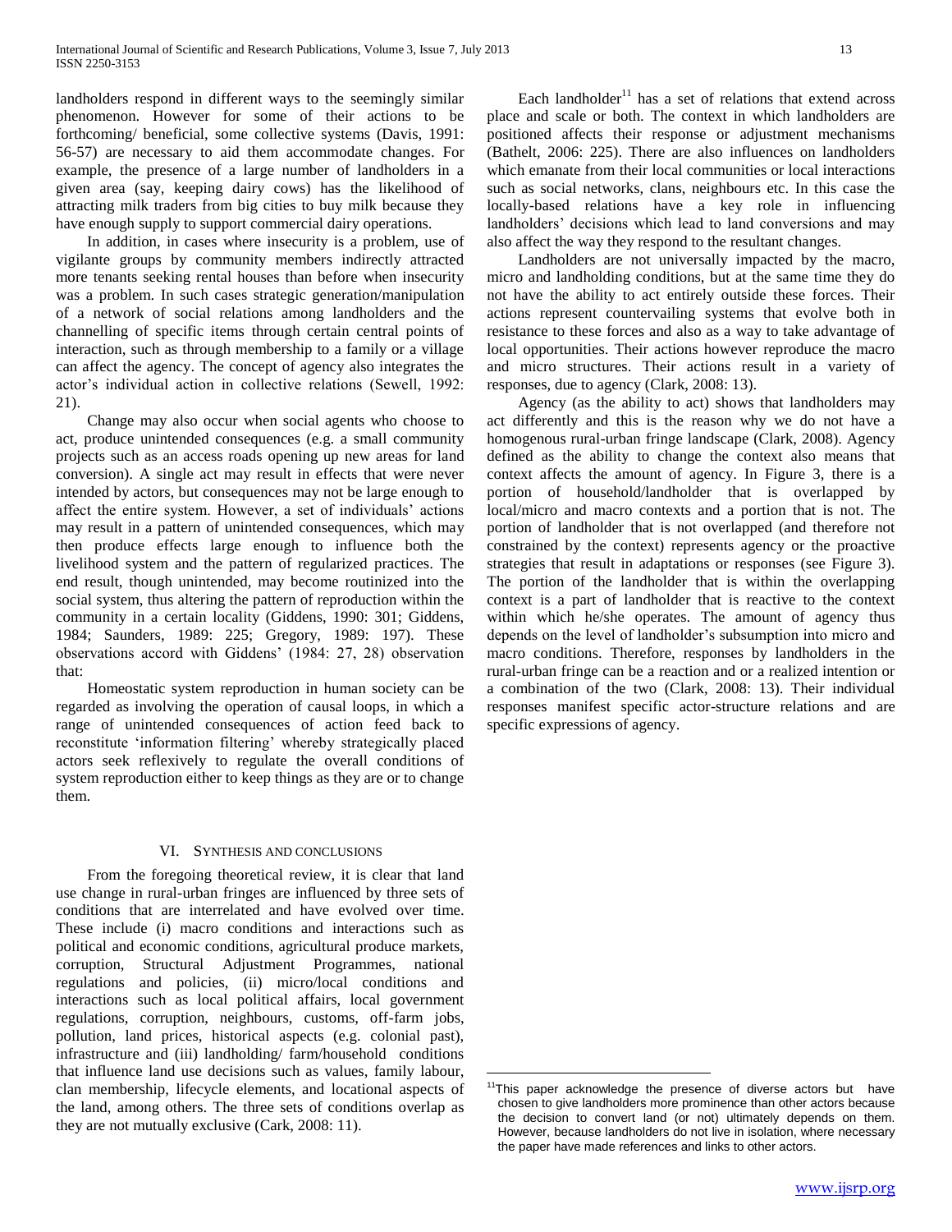landholders respond in different ways to the seemingly similar phenomenon. However for some of their actions to be forthcoming/ beneficial, some collective systems (Davis, 1991: 56-57) are necessary to aid them accommodate changes. For example, the presence of a large number of landholders in a given area (say, keeping dairy cows) has the likelihood of attracting milk traders from big cities to buy milk because they have enough supply to support commercial dairy operations.

In addition, in cases where insecurity is a problem, use of vigilante groups by community members indirectly attracted more tenants seeking rental houses than before when insecurity was a problem. In such cases strategic generation/manipulation of a network of social relations among landholders and the channelling of specific items through certain central points of interaction, such as through membership to a family or a village can affect the agency. The concept of agency also integrates the actor's individual action in collective relations (Sewell, 1992: 21).

Change may also occur when social agents who choose to act, produce unintended consequences (e.g. a small community projects such as an access roads opening up new areas for land conversion). A single act may result in effects that were never intended by actors, but consequences may not be large enough to affect the entire system. However, a set of individuals' actions may result in a pattern of unintended consequences, which may then produce effects large enough to influence both the livelihood system and the pattern of regularized practices. The end result, though unintended, may become routinized into the social system, thus altering the pattern of reproduction within the community in a certain locality (Giddens, 1990: 301; Giddens, 1984; Saunders, 1989: 225; Gregory, 1989: 197). These observations accord with Giddens' (1984: 27, 28) observation that:

Homeostatic system reproduction in human society can be regarded as involving the operation of causal loops, in which a range of unintended consequences of action feed back to reconstitute 'information filtering' whereby strategically placed actors seek reflexively to regulate the overall conditions of system reproduction either to keep things as they are or to change them.

## VI. Synthesis and Conclusions

From the foregoing theoretical review, it is clear that land use change in rural-urban fringes are influenced by three sets of conditions that are interrelated and have evolved over time. These include (i) macro conditions and interactions such as political and economic conditions, agricultural produce markets, corruption, Structural Adjustment Programmes, national regulations and policies, (ii) micro/local conditions and interactions such as local political affairs, local government regulations, corruption, neighbours, customs, off-farm jobs, pollution, land prices, historical aspects (e.g. colonial past), infrastructure and (iii) landholding/ farm/household conditions that influence land use decisions such as values, family labour, clan membership, lifecycle elements, and locational aspects of the land, among others. The three sets of conditions overlap as they are not mutually exclusive (Cark, 2008: 11).

Each landholder[11] has a set of relations that extend across place and scale or both. The context in which landholders are positioned affects their response or adjustment mechanisms (Bathelt, 2006: 225). There are also influences on landholders which emanate from their local communities or local interactions such as social networks, clans, neighbours etc. In this case the locally-based relations have a key role in influencing landholders' decisions which lead to land conversions and may also affect the way they respond to the resultant changes.

Landholders are not universally impacted by the macro, micro and landholding conditions, but at the same time they do not have the ability to act entirely outside these forces. Their actions represent countervailing systems that evolve both in resistance to these forces and also as a way to take advantage of local opportunities. Their actions however reproduce the macro and micro structures. Their actions result in a variety of responses, due to agency (Clark, 2008: 13).

Agency (as the ability to act) shows that landholders may act differently and this is the reason why we do not have a homogenous rural-urban fringe landscape (Clark, 2008). Agency defined as the ability to change the context also means that context affects the amount of agency. In Figure 3, there is a portion of household/landholder that is overlapped by local/micro and macro contexts and a portion that is not. The portion of landholder that is not overlapped (and therefore not constrained by the context) represents agency or the proactive strategies that result in adaptations or responses (see Figure 3). The portion of the landholder that is within the overlapping context is a part of landholder that is reactive to the context within which he/she operates. The amount of agency thus depends on the level of landholder's subsumption into micro and macro conditions. Therefore, responses by landholders in the rural-urban fringe can be a reaction and or a realized intention or a combination of the two (Clark, 2008: 13). Their individual responses manifest specific actor-structure relations and are specific expressions of agency.

---

[11] This paper acknowledge the presence of diverse actors but have chosen to give landholders more prominence than other actors because the decision to convert land (or not) ultimately depends on them. However, because landholders do not live in isolation, where necessary the paper have made references and links to other actors.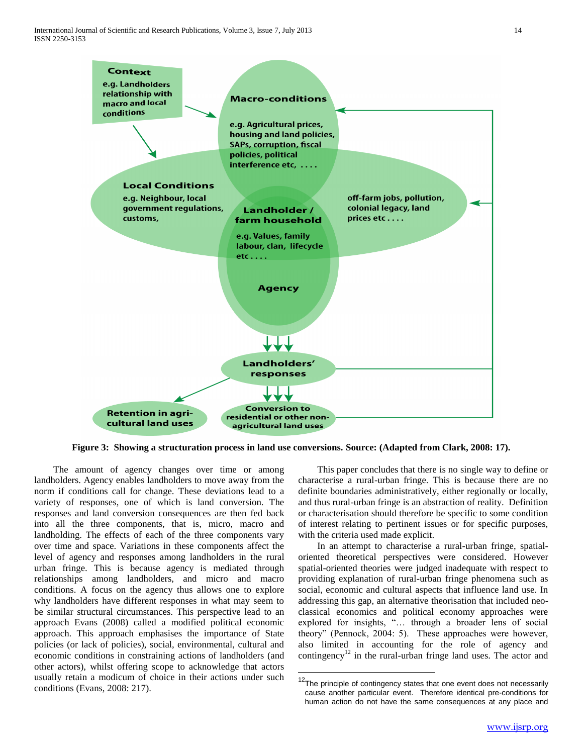Context

e.g. Landholders relationship with macro and local conditions

Macro-conditions

e.g. Agricultural prices, housing and land policies, SAPs, corruption, fiscal policies, political interference etc, . . . .

Local Conditions

e.g. Neighbour, local government regulations, customs,

Landholder / farm household

e.g. Values, family labour, clan, lifecycle etc . . . .

off-farm jobs, pollution, colonial legacy, land prices etc . . . .

Agency

Landholders' responses

Retention in agri-cultural land uses

Conversion to residential or other non-agricultural land uses

**Figure 3: Showing a structuration process in land use conversions. Source: (Adapted from Clark, 2008: 17).**

The amount of agency changes over time or among landholders. Agency enables landholders to move away from the norm if conditions call for change. These deviations lead to a variety of responses, one of which is land conversion. The responses and land conversion consequences are then fed back into all the three components, that is, micro, macro and landholding. The effects of each of the three components vary over time and space. Variations in these components affect the level of agency and responses among landholders in the rural urban fringe. This is because agency is mediated through relationships among landholders, and micro and macro conditions. A focus on the agency thus allows one to explore why landholders have different responses in what may seem to be similar structural circumstances. This perspective lead to an approach Evans (2008) called a modified political economic approach. This approach emphasises the importance of State policies (or lack of policies), social, environmental, cultural and economic conditions in constraining actions of landholders (and other actors), whilst offering scope to acknowledge that actors usually retain a modicum of choice in their actions under such conditions (Evans, 2008: 217).

This paper concludes that there is no single way to define or characterise a rural-urban fringe. This is because there are no definite boundaries administratively, either regionally or locally, and thus rural-urban fringe is an abstraction of reality. Definition or characterisation should therefore be specific to some condition of interest relating to pertinent issues or for specific purposes, with the criteria used made explicit.

In an attempt to characterise a rural-urban fringe, spatial-oriented theoretical perspectives were considered. However spatial-oriented theories were judged inadequate with respect to providing explanation of rural-urban fringe phenomena such as social, economic and cultural aspects that influence land use. In addressing this gap, an alternative theorisation that included neo-classical economics and political economy approaches were explored for insights, "… through a broader lens of social theory" (Pennock, 2004: 5). These approaches were however, also limited in accounting for the role of agency and contingency[12] in the rural-urban fringe land uses. The actor and

[12] The principle of contingency states that one event does not necessarily cause another particular event. Therefore identical pre-conditions for human action do not have the same consequences at any place and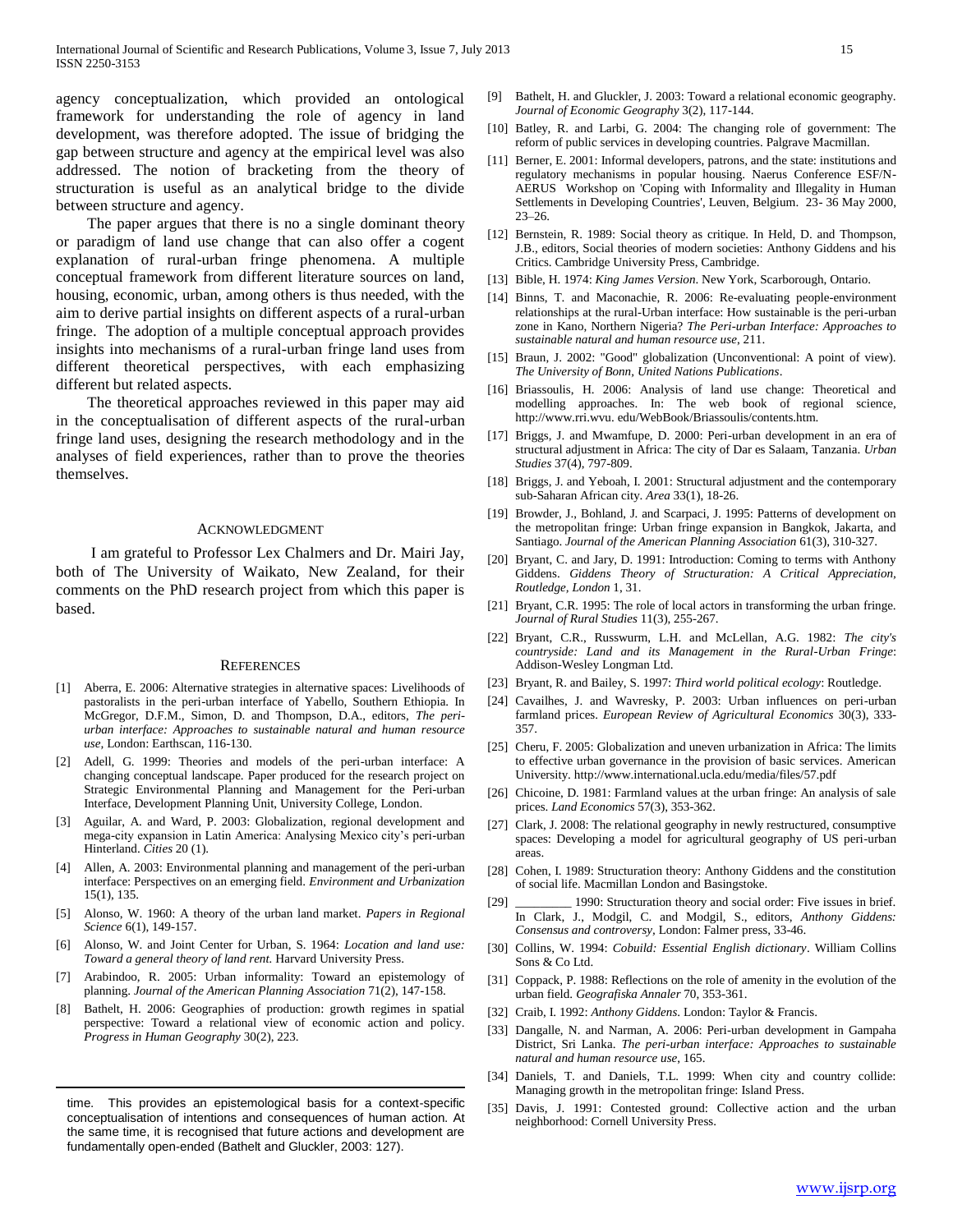agency conceptualization, which provided an ontological framework for understanding the role of agency in land development, was therefore adopted. The issue of bridging the gap between structure and agency at the empirical level was also addressed. The notion of bracketing from the theory of structuration is useful as an analytical bridge to the divide between structure and agency.

The paper argues that there is no a single dominant theory or paradigm of land use change that can also offer a cogent explanation of rural-urban fringe phenomena. A multiple conceptual framework from different literature sources on land, housing, economic, urban, among others is thus needed, with the aim to derive partial insights on different aspects of a rural-urban fringe. The adoption of a multiple conceptual approach provides insights into mechanisms of a rural-urban fringe land uses from different theoretical perspectives, with each emphasizing different but related aspects.

The theoretical approaches reviewed in this paper may aid in the conceptualisation of different aspects of the rural-urban fringe land uses, designing the research methodology and in the analyses of field experiences, rather than to prove the theories themselves.

## Acknowledgment

I am grateful to Professor Lex Chalmers and Dr. Mairi Jay, both of The University of Waikato, New Zealand, for their comments on the PhD research project from which this paper is based.

## References

[1] Aberra, E. 2006: Alternative strategies in alternative spaces: Livelihoods of pastoralists in the peri-urban interface of Yabello, Southern Ethiopia. In McGregor, D.F.M., Simon, D. and Thompson, D.A., editors, *The peri-urban interface: Approaches to sustainable natural and human resource use*, London: Earthscan, 116-130.

[2] Adell, G. 1999: Theories and models of the peri-urban interface: A changing conceptual landscape. Paper produced for the research project on Strategic Environmental Planning and Management for the Peri-urban Interface, Development Planning Unit, University College, London.

[3] Aguilar, A. and Ward, P. 2003: Globalization, regional development and mega-city expansion in Latin America: Analysing Mexico city's peri-urban Hinterland. *Cities* 20 (1).

[4] Allen, A. 2003: Environmental planning and management of the peri-urban interface: Perspectives on an emerging field. *Environment and Urbanization* 15(1), 135.

[5] Alonso, W. 1960: A theory of the urban land market. *Papers in Regional Science* 6(1), 149-157.

[6] Alonso, W. and Joint Center for Urban, S. 1964: *Location and land use: Toward a general theory of land rent.* Harvard University Press.

[7] Arabindoo, R. 2005: Urban informality: Toward an epistemology of planning. *Journal of the American Planning Association* 71(2), 147-158.

[8] Bathelt, H. 2006: Geographies of production: growth regimes in spatial perspective: Toward a relational view of economic action and policy. *Progress in Human Geography* 30(2), 223.

[9] Bathelt, H. and Gluckler, J. 2003: Toward a relational economic geography. *Journal of Economic Geography* 3(2), 117-144.

[10] Batley, R. and Larbi, G. 2004: The changing role of government: The reform of public services in developing countries. Palgrave Macmillan.

[11] Berner, E. 2001: Informal developers, patrons, and the state: institutions and regulatory mechanisms in popular housing. Naerus Conference ESF/N-AERUS Workshop on 'Coping with Informality and Illegality in Human Settlements in Developing Countries', Leuven, Belgium. 23- 36 May 2000, 23–26.

[12] Bernstein, R. 1989: Social theory as critique. In Held, D. and Thompson, J.B., editors, Social theories of modern societies: Anthony Giddens and his Critics. Cambridge University Press, Cambridge.

[13] Bible, H. 1974: *King James Version*. New York, Scarborough, Ontario.

[14] Binns, T. and Maconachie, R. 2006: Re-evaluating people-environment relationships at the rural-Urban interface: How sustainable is the peri-urban zone in Kano, Northern Nigeria? *The Peri-urban Interface: Approaches to sustainable natural and human resource use*, 211.

[15] Braun, J. 2002: "Good" globalization (Unconventional: A point of view). *The University of Bonn, United Nations Publications*.

[16] Briassoulis, H. 2006: Analysis of land use change: Theoretical and modelling approaches. In: The web book of regional science, http://www.rri.wvu. edu/WebBook/Briassoulis/contents.htm.

[17] Briggs, J. and Mwamfupe, D. 2000: Peri-urban development in an era of structural adjustment in Africa: The city of Dar es Salaam, Tanzania. *Urban Studies* 37(4), 797-809.

[18] Briggs, J. and Yeboah, I. 2001: Structural adjustment and the contemporary sub-Saharan African city. *Area* 33(1), 18-26.

[19] Browder, J., Bohland, J. and Scarpaci, J. 1995: Patterns of development on the metropolitan fringe: Urban fringe expansion in Bangkok, Jakarta, and Santiago. *Journal of the American Planning Association* 61(3), 310-327.

[20] Bryant, C. and Jary, D. 1991: Introduction: Coming to terms with Anthony Giddens. *Giddens Theory of Structuration: A Critical Appreciation, Routledge, London* 1, 31.

[21] Bryant, C.R. 1995: The role of local actors in transforming the urban fringe. *Journal of Rural Studies* 11(3), 255-267.

[22] Bryant, C.R., Russwurm, L.H. and McLellan, A.G. 1982: *The city's countryside: Land and its Management in the Rural-Urban Fringe*: Addison-Wesley Longman Ltd.

[23] Bryant, R. and Bailey, S. 1997: *Third world political ecology*: Routledge.

[24] Cavailhes, J. and Wavresky, P. 2003: Urban influences on peri-urban farmland prices. *European Review of Agricultural Economics* 30(3), 333-357.

[25] Cheru, F. 2005: Globalization and uneven urbanization in Africa: The limits to effective urban governance in the provision of basic services. American University. http://www.international.ucla.edu/media/files/57.pdf

[26] Chicoine, D. 1981: Farmland values at the urban fringe: An analysis of sale prices. *Land Economics* 57(3), 353-362.

[27] Clark, J. 2008: The relational geography in newly restructured, consumptive spaces: Developing a model for agricultural geography of US peri-urban areas.

[28] Cohen, I. 1989: Structuration theory: Anthony Giddens and the constitution of social life. Macmillan London and Basingstoke.

[29] _________ 1990: Structuration theory and social order: Five issues in brief. In Clark, J., Modgil, C. and Modgil, S., editors, *Anthony Giddens: Consensus and controversy*, London: Falmer press, 33-46.

[30] Collins, W. 1994: *Cobuild: Essential English dictionary*. William Collins Sons & Co Ltd.

[31] Coppack, P. 1988: Reflections on the role of amenity in the evolution of the urban field. *Geografiska Annaler* 70, 353-361.

[32] Craib, I. 1992: *Anthony Giddens*. London: Taylor & Francis.

[33] Dangalle, N. and Narman, A. 2006: Peri-urban development in Gampaha District, Sri Lanka. *The peri-urban interface: Approaches to sustainable natural and human resource use*, 165.

[34] Daniels, T. and Daniels, T.L. 1999: When city and country collide: Managing growth in the metropolitan fringe: Island Press.

[35] Davis, J. 1991: Contested ground: Collective action and the urban neighborhood: Cornell University Press.

time. This provides an epistemological basis for a context-specific conceptualisation of intentions and consequences of human action. At the same time, it is recognised that future actions and development are fundamentally open-ended (Bathelt and Gluckler, 2003: 127).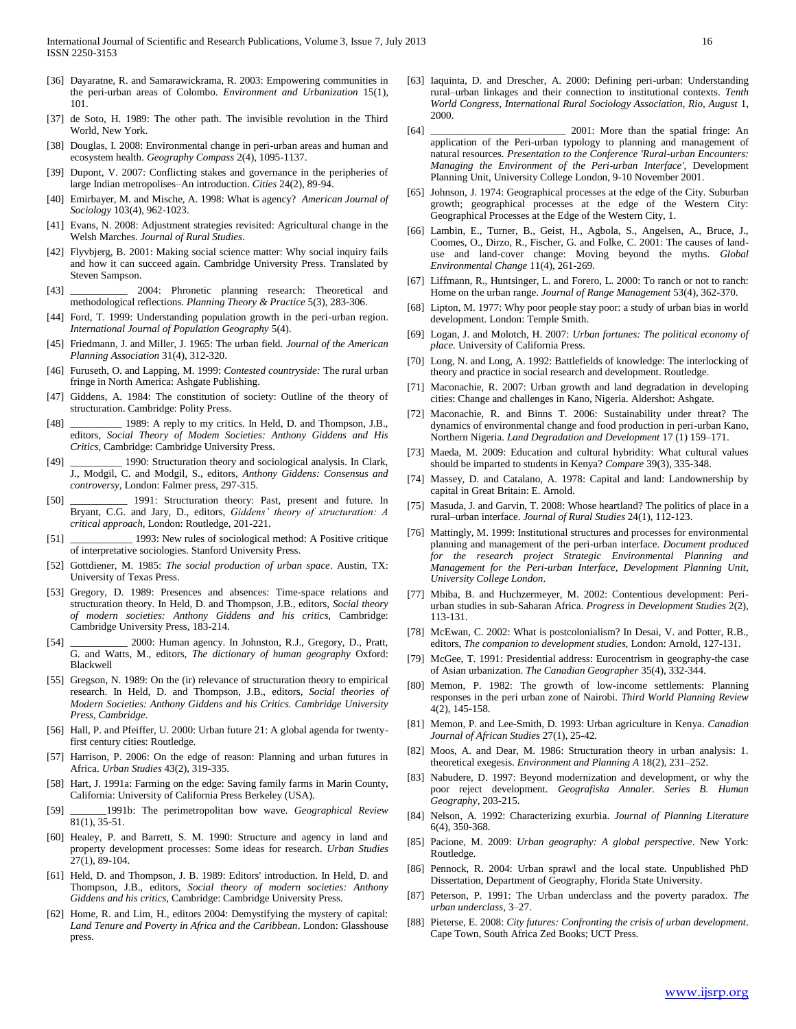[36] Dayaratne, R. and Samarawickrama, R. 2003: Empowering communities in the peri-urban areas of Colombo. *Environment and Urbanization* 15(1), 101.

[37] de Soto, H. 1989: The other path. The invisible revolution in the Third World, New York.

[38] Douglas, I. 2008: Environmental change in peri-urban areas and human and ecosystem health. *Geography Compass* 2(4), 1095-1137.

[39] Dupont, V. 2007: Conflicting stakes and governance in the peripheries of large Indian metropolises–An introduction. *Cities* 24(2), 89-94.

[40] Emirbayer, M. and Mische, A. 1998: What is agency? *American Journal of Sociology* 103(4), 962-1023.

[41] Evans, N. 2008: Adjustment strategies revisited: Agricultural change in the Welsh Marches. *Journal of Rural Studies*.

[42] Flyvbjerg, B. 2001: Making social science matter: Why social inquiry fails and how it can succeed again. Cambridge University Press. Translated by Steven Sampson.

[43] ___________ 2004: Phronetic planning research: Theoretical and methodological reflections. *Planning Theory & Practice* 5(3), 283-306.

[44] Ford, T. 1999: Understanding population growth in the peri-urban region. *International Journal of Population Geography* 5(4).

[45] Friedmann, J. and Miller, J. 1965: The urban field. *Journal of the American Planning Association* 31(4), 312-320.

[46] Furuseth, O. and Lapping, M. 1999: *Contested countryside:* The rural urban fringe in North America: Ashgate Publishing.

[47] Giddens, A. 1984: The constitution of society: Outline of the theory of structuration. Cambridge: Polity Press.

[48] __________ 1989: A reply to my critics. In Held, D. and Thompson, J.B., editors, *Social Theory of Modem Societies: Anthony Giddens and His Critics*, Cambridge: Cambridge University Press.

[49] __________ 1990: Structuration theory and sociological analysis. In Clark, J., Modgil, C. and Modgil, S., editors, *Anthony Giddens: Consensus and controversy*, London: Falmer press, 297-315.

[50] ___________ 1991: Structuration theory: Past, present and future. In Bryant, C.G. and Jary, D., editors, *Giddens' theory of structuration: A critical approach*, London: Routledge, 201-221.

[51] ____________ 1993: New rules of sociological method: A Positive critique of interpretative sociologies. Stanford University Press.

[52] Gottdiener, M. 1985: *The social production of urban space*. Austin, TX: University of Texas Press.

[53] Gregory, D. 1989: Presences and absences: Time-space relations and structuration theory. In Held, D. and Thompson, J.B., editors, *Social theory of modern societies: Anthony Giddens and his critics*, Cambridge: Cambridge University Press, 183-214.

[54] ___________ 2000: Human agency. In Johnston, R.J., Gregory, D., Pratt, G. and Watts, M., editors, *The dictionary of human geography* Oxford: Blackwell

[55] Gregson, N. 1989: On the (ir) relevance of structuration theory to empirical research. In Held, D. and Thompson, J.B., editors, *Social theories of Modern Societies: Anthony Giddens and his Critics. Cambridge University Press, Cambridge*.

[56] Hall, P. and Pfeiffer, U. 2000: Urban future 21: A global agenda for twenty-first century cities: Routledge.

[57] Harrison, P. 2006: On the edge of reason: Planning and urban futures in Africa. *Urban Studies* 43(2), 319-335.

[58] Hart, J. 1991a: Farming on the edge: Saving family farms in Marin County, California: University of California Press Berkeley (USA).

[59] _______1991b: The perimetropolitan bow wave. *Geographical Review* 81(1), 35-51.

[60] Healey, P. and Barrett, S. M. 1990: Structure and agency in land and property development processes: Some ideas for research. *Urban Studies* 27(1), 89-104.

[61] Held, D. and Thompson, J. B. 1989: Editors' introduction. In Held, D. and Thompson, J.B., editors, *Social theory of modern societies: Anthony Giddens and his critics*, Cambridge: Cambridge University Press.

[62] Home, R. and Lim, H., editors 2004: Demystifying the mystery of capital: *Land Tenure and Poverty in Africa and the Caribbean*. London: Glasshouse press.

[63] Iaquinta, D. and Drescher, A. 2000: Defining peri-urban: Understanding rural–urban linkages and their connection to institutional contexts. *Tenth World Congress, International Rural Sociology Association, Rio, August* 1, 2000.

[64] _________________________ 2001: More than the spatial fringe: An application of the Peri-urban typology to planning and management of natural resources. *Presentation to the Conference 'Rural-urban Encounters: Managing the Environment of the Peri-urban Interface'*, Development Planning Unit, University College London, 9-10 November 2001.

[65] Johnson, J. 1974: Geographical processes at the edge of the City. Suburban growth; geographical processes at the edge of the Western City: Geographical Processes at the Edge of the Western City, 1.

[66] Lambin, E., Turner, B., Geist, H., Agbola, S., Angelsen, A., Bruce, J., Coomes, O., Dirzo, R., Fischer, G. and Folke, C. 2001: The causes of land-use and land-cover change: Moving beyond the myths. *Global Environmental Change* 11(4), 261-269.

[67] Liffmann, R., Huntsinger, L. and Forero, L. 2000: To ranch or not to ranch: Home on the urban range. *Journal of Range Management* 53(4), 362-370.

[68] Lipton, M. 1977: Why poor people stay poor: a study of urban bias in world development. London: Temple Smith.

[69] Logan, J. and Molotch, H. 2007: *Urban fortunes: The political economy of place.* University of California Press.

[70] Long, N. and Long, A. 1992: Battlefields of knowledge: The interlocking of theory and practice in social research and development. Routledge.

[71] Maconachie, R. 2007: Urban growth and land degradation in developing cities: Change and challenges in Kano, Nigeria. Aldershot: Ashgate.

[72] Maconachie, R. and Binns T. 2006: Sustainability under threat? The dynamics of environmental change and food production in peri-urban Kano, Northern Nigeria. *Land Degradation and Development* 17 (1) 159–171.

[73] Maeda, M. 2009: Education and cultural hybridity: What cultural values should be imparted to students in Kenya? *Compare* 39(3), 335-348.

[74] Massey, D. and Catalano, A. 1978: Capital and land: Landownership by capital in Great Britain: E. Arnold.

[75] Masuda, J. and Garvin, T. 2008: Whose heartland? The politics of place in a rural–urban interface. *Journal of Rural Studies* 24(1), 112-123.

[76] Mattingly, M. 1999: Institutional structures and processes for environmental planning and management of the peri-urban interface. *Document produced for the research project Strategic Environmental Planning and Management for the Peri-urban Interface, Development Planning Unit, University College London*.

[77] Mbiba, B. and Huchzermeyer, M. 2002: Contentious development: Peri-urban studies in sub-Saharan Africa. *Progress in Development Studies* 2(2), 113-131.

[78] McEwan, C. 2002: What is postcolonialism? In Desai, V. and Potter, R.B., editors, *The companion to development studies*, London: Arnold, 127-131.

[79] McGee, T. 1991: Presidential address: Eurocentrism in geography-the case of Asian urbanization. *The Canadian Geographer* 35(4), 332-344.

[80] Memon, P. 1982: The growth of low-income settlements: Planning responses in the peri urban zone of Nairobi. *Third World Planning Review* 4(2), 145-158.

[81] Memon, P. and Lee-Smith, D. 1993: Urban agriculture in Kenya. *Canadian Journal of African Studies* 27(1), 25-42.

[82] Moos, A. and Dear, M. 1986: Structuration theory in urban analysis: 1. theoretical exegesis. *Environment and Planning A* 18(2), 231–252.

[83] Nabudere, D. 1997: Beyond modernization and development, or why the poor reject development. *Geografiska Annaler. Series B. Human Geography*, 203-215.

[84] Nelson, A. 1992: Characterizing exurbia. *Journal of Planning Literature* 6(4), 350-368.

[85] Pacione, M. 2009: *Urban geography: A global perspective*. New York: Routledge.

[86] Pennock, R. 2004: Urban sprawl and the local state. Unpublished PhD Dissertation, Department of Geography, Florida State University.

[87] Peterson, P. 1991: The Urban underclass and the poverty paradox. *The urban underclass*, 3–27.

[88] Pieterse, E. 2008: *City futures: Confronting the crisis of urban development*. Cape Town, South Africa Zed Books; UCT Press.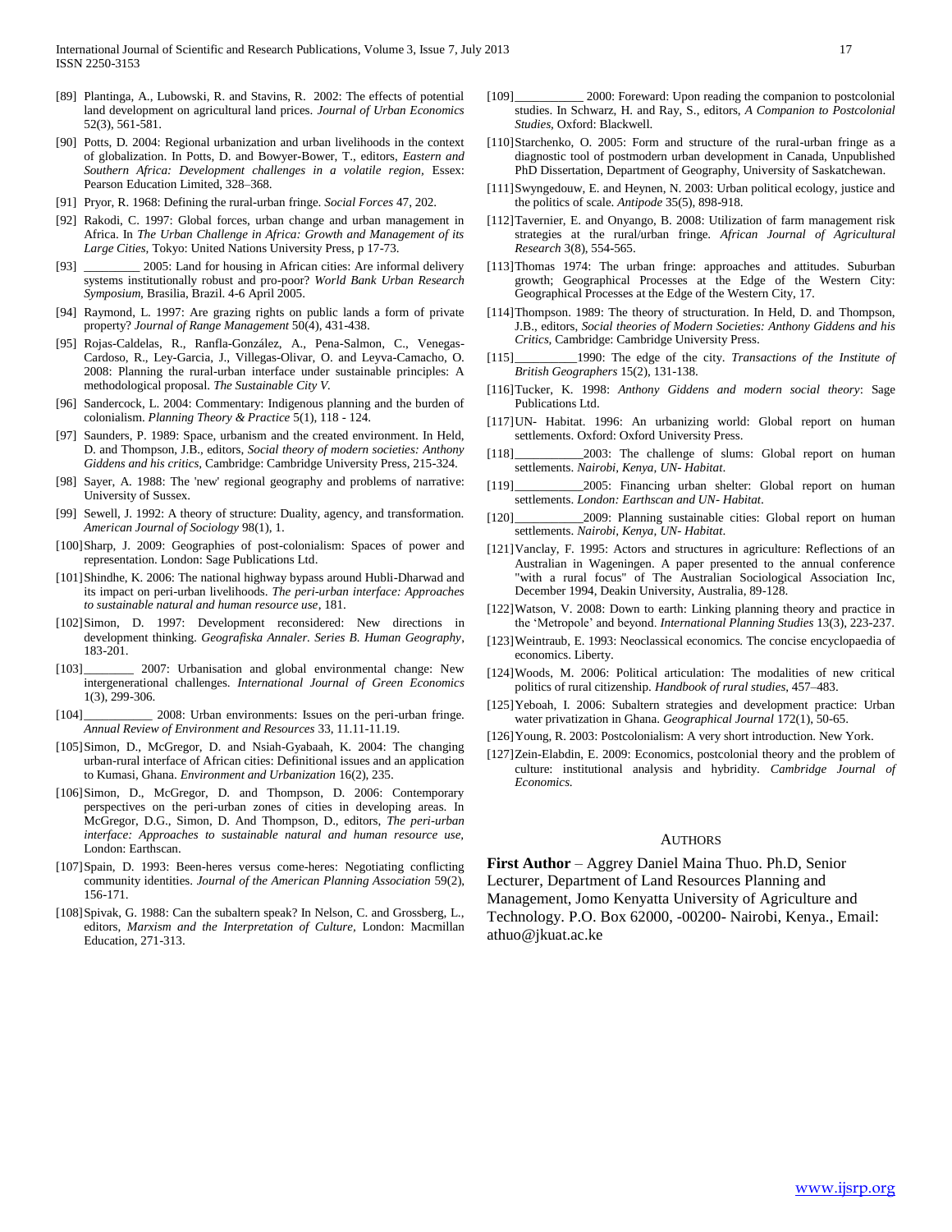[89] Plantinga, A., Lubowski, R. and Stavins, R. 2002: The effects of potential land development on agricultural land prices. *Journal of Urban Economics* 52(3), 561-581.

[90] Potts, D. 2004: Regional urbanization and urban livelihoods in the context of globalization. In Potts, D. and Bowyer-Bower, T., editors, *Eastern and Southern Africa: Development challenges in a volatile region*, Essex: Pearson Education Limited, 328–368.

[91] Pryor, R. 1968: Defining the rural-urban fringe. *Social Forces* 47, 202.

[92] Rakodi, C. 1997: Global forces, urban change and urban management in Africa. In *The Urban Challenge in Africa: Growth and Management of its Large Cities*, Tokyo: United Nations University Press, p 17-73.

[93] _________ 2005: Land for housing in African cities: Are informal delivery systems institutionally robust and pro-poor? *World Bank Urban Research Symposium*, Brasilia, Brazil. 4-6 April 2005.

[94] Raymond, L. 1997: Are grazing rights on public lands a form of private property? *Journal of Range Management* 50(4), 431-438.

[95] Rojas-Caldelas, R., Ranfla-González, A., Pena-Salmon, C., Venegas-Cardoso, R., Ley-Garcia, J., Villegas-Olivar, O. and Leyva-Camacho, O. 2008: Planning the rural-urban interface under sustainable principles: A methodological proposal. *The Sustainable City V*.

[96] Sandercock, L. 2004: Commentary: Indigenous planning and the burden of colonialism. *Planning Theory & Practice* 5(1), 118 - 124.

[97] Saunders, P. 1989: Space, urbanism and the created environment. In Held, D. and Thompson, J.B., editors, *Social theory of modern societies: Anthony Giddens and his critics*, Cambridge: Cambridge University Press, 215-324.

[98] Sayer, A. 1988: The 'new' regional geography and problems of narrative: University of Sussex.

[99] Sewell, J. 1992: A theory of structure: Duality, agency, and transformation. *American Journal of Sociology* 98(1), 1.

[100] Sharp, J. 2009: Geographies of post-colonialism: Spaces of power and representation. London: Sage Publications Ltd.

[101] Shindhe, K. 2006: The national highway bypass around Hubli-Dharwad and its impact on peri-urban livelihoods. *The peri-urban interface: Approaches to sustainable natural and human resource use*, 181.

[102] Simon, D. 1997: Development reconsidered: New directions in development thinking. *Geografiska Annaler. Series B. Human Geography*, 183-201.

[103] _________ 2007: Urbanisation and global environmental change: New intergenerational challenges. *International Journal of Green Economics* 1(3), 299-306.

[104] ___________ 2008: Urban environments: Issues on the peri-urban fringe. *Annual Review of Environment and Resources* 33, 11.11-11.19.

[105] Simon, D., McGregor, D. and Nsiah-Gyabaah, K. 2004: The changing urban-rural interface of African cities: Definitional issues and an application to Kumasi, Ghana. *Environment and Urbanization* 16(2), 235.

[106] Simon, D., McGregor, D. and Thompson, D. 2006: Contemporary perspectives on the peri-urban zones of cities in developing areas. In McGregor, D.G., Simon, D. And Thompson, D., editors, *The peri-urban interface: Approaches to sustainable natural and human resource use*, London: Earthscan.

[107] Spain, D. 1993: Been-heres versus come-heres: Negotiating conflicting community identities. *Journal of the American Planning Association* 59(2), 156-171.

[108] Spivak, G. 1988: Can the subaltern speak? In Nelson, C. and Grossberg, L., editors, *Marxism and the Interpretation of Culture*, London: Macmillan Education, 271-313.

[109] ___________ 2000: Foreward: Upon reading the companion to postcolonial studies. In Schwarz, H. and Ray, S., editors, *A Companion to Postcolonial Studies*, Oxford: Blackwell.

[110] Starchenko, O. 2005: Form and structure of the rural-urban fringe as a diagnostic tool of postmodern urban development in Canada, Unpublished PhD Dissertation, Department of Geography, University of Saskatchewan.

[111] Swyngedouw, E. and Heynen, N. 2003: Urban political ecology, justice and the politics of scale. *Antipode* 35(5), 898-918.

[112] Tavernier, E. and Onyango, B. 2008: Utilization of farm management risk strategies at the rural/urban fringe. *African Journal of Agricultural Research* 3(8), 554-565.

[113] Thomas 1974: The urban fringe: approaches and attitudes. Suburban growth; Geographical Processes at the Edge of the Western City: Geographical Processes at the Edge of the Western City, 17.

[114] Thompson. 1989: The theory of structuration. In Held, D. and Thompson, J.B., editors, *Social theories of Modern Societies: Anthony Giddens and his Critics*, Cambridge: Cambridge University Press.

[115] __________1990: The edge of the city. *Transactions of the Institute of British Geographers* 15(2), 131-138.

[116] Tucker, K. 1998: *Anthony Giddens and modern social theory*: Sage Publications Ltd.

[117] UN- Habitat. 1996: An urbanizing world: Global report on human settlements. Oxford: Oxford University Press.

[118] ___________2003: The challenge of slums: Global report on human settlements. *Nairobi, Kenya, UN- Habitat*.

[119] ___________2005: Financing urban shelter: Global report on human settlements. *London: Earthscan and UN- Habitat*.

[120] ___________2009: Planning sustainable cities: Global report on human settlements. *Nairobi, Kenya, UN- Habitat*.

[121] Vanclay, F. 1995: Actors and structures in agriculture: Reflections of an Australian in Wageningen. A paper presented to the annual conference "with a rural focus" of The Australian Sociological Association Inc, December 1994, Deakin University, Australia, 89-128.

[122] Watson, V. 2008: Down to earth: Linking planning theory and practice in the 'Metropole' and beyond. *International Planning Studies* 13(3), 223-237.

[123] Weintraub, E. 1993: Neoclassical economics. The concise encyclopaedia of economics. Liberty.

[124] Woods, M. 2006: Political articulation: The modalities of new critical politics of rural citizenship. *Handbook of rural studies*, 457–483.

[125] Yeboah, I. 2006: Subaltern strategies and development practice: Urban water privatization in Ghana. *Geographical Journal* 172(1), 50-65.

[126] Young, R. 2003: Postcolonialism: A very short introduction. New York.

[127] Zein-Elabdin, E. 2009: Economics, postcolonial theory and the problem of culture: institutional analysis and hybridity. *Cambridge Journal of Economics*.

## AUTHORS

**First Author** – Aggrey Daniel Maina Thuo. Ph.D, Senior Lecturer, Department of Land Resources Planning and Management, Jomo Kenyatta University of Agriculture and Technology. P.O. Box 62000, -00200- Nairobi, Kenya., Email: athuo@jkuat.ac.ke